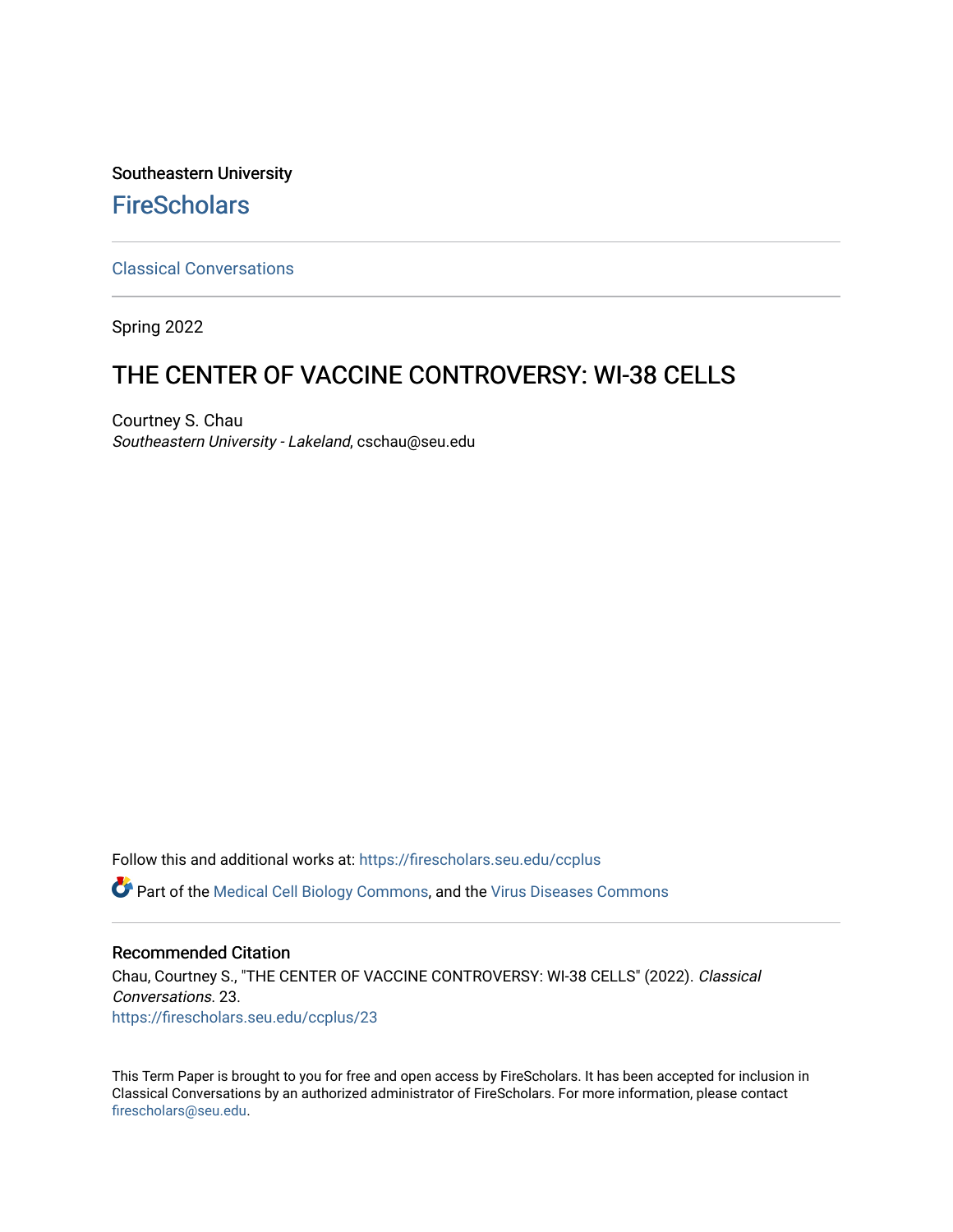Southeastern University

FireScholars

Classical Conversations

Spring 2022

# THE CENTER OF VACCINE CONTROVERSY: WI-38 CELLS

Courtney S. Chau
*Southeastern University - Lakeland*, cschau@seu.edu

Follow this and additional works at: https://firescholars.seu.edu/ccplus

Part of the Medical Cell Biology Commons, and the Virus Diseases Commons

## Recommended Citation

Chau, Courtney S., "THE CENTER OF VACCINE CONTROVERSY: WI-38 CELLS" (2022). *Classical Conversations*. 23.
https://firescholars.seu.edu/ccplus/23

This Term Paper is brought to you for free and open access by FireScholars. It has been accepted for inclusion in Classical Conversations by an authorized administrator of FireScholars. For more information, please contact firescholars@seu.edu.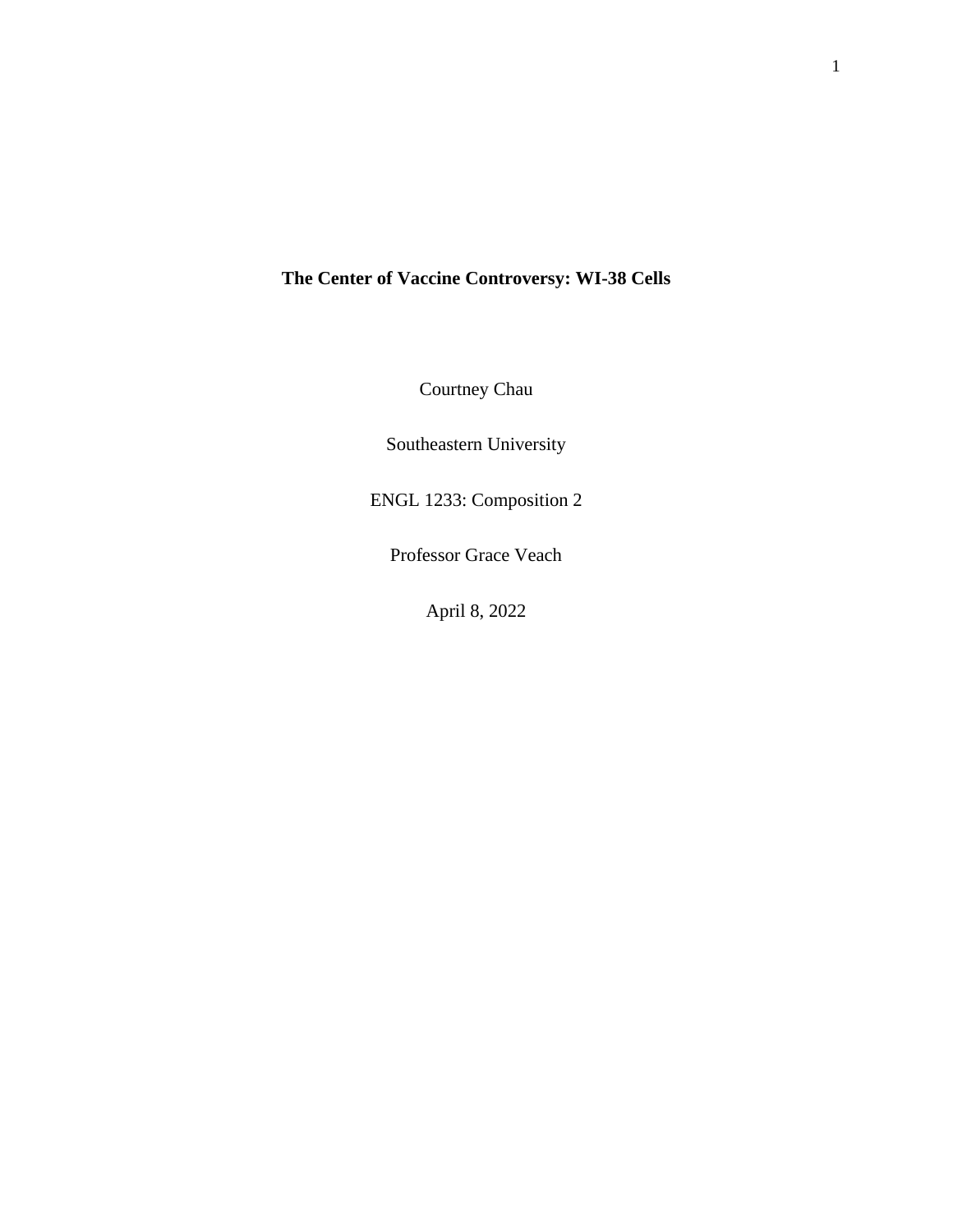# The Center of Vaccine Controversy: WI-38 Cells

Courtney Chau

Southeastern University

ENGL 1233: Composition 2

Professor Grace Veach

April 8, 2022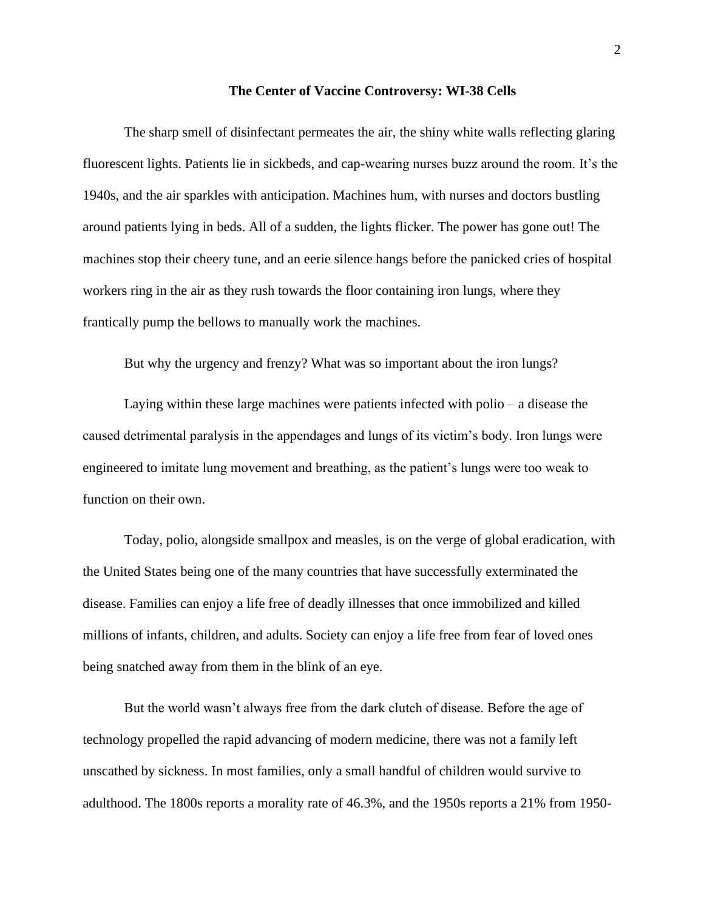**The Center of Vaccine Controversy: WI-38 Cells**

The sharp smell of disinfectant permeates the air, the shiny white walls reflecting glaring fluorescent lights. Patients lie in sickbeds, and cap-wearing nurses buzz around the room. It's the 1940s, and the air sparkles with anticipation. Machines hum, with nurses and doctors bustling around patients lying in beds. All of a sudden, the lights flicker. The power has gone out! The machines stop their cheery tune, and an eerie silence hangs before the panicked cries of hospital workers ring in the air as they rush towards the floor containing iron lungs, where they frantically pump the bellows to manually work the machines.

But why the urgency and frenzy? What was so important about the iron lungs?

Laying within these large machines were patients infected with polio – a disease the caused detrimental paralysis in the appendages and lungs of its victim's body. Iron lungs were engineered to imitate lung movement and breathing, as the patient's lungs were too weak to function on their own.

Today, polio, alongside smallpox and measles, is on the verge of global eradication, with the United States being one of the many countries that have successfully exterminated the disease. Families can enjoy a life free of deadly illnesses that once immobilized and killed millions of infants, children, and adults. Society can enjoy a life free from fear of loved ones being snatched away from them in the blink of an eye.

But the world wasn't always free from the dark clutch of disease. Before the age of technology propelled the rapid advancing of modern medicine, there was not a family left unscathed by sickness. In most families, only a small handful of children would survive to adulthood. The 1800s reports a morality rate of 46.3%, and the 1950s reports a 21% from 1950-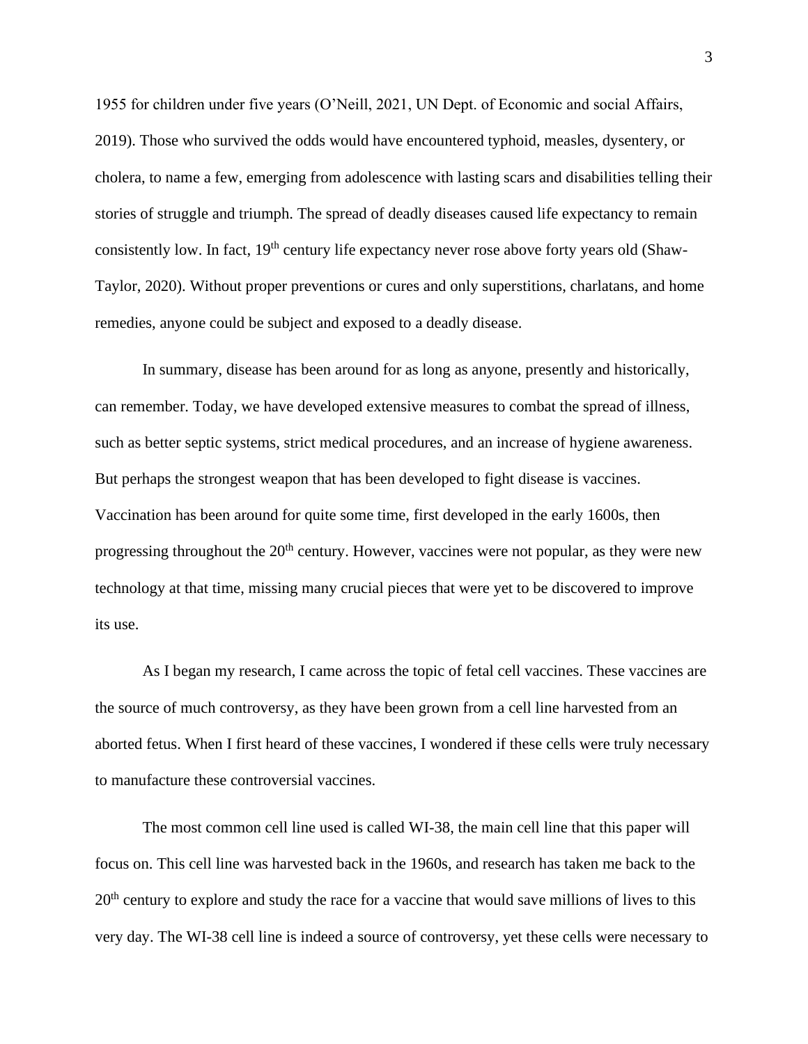1955 for children under five years (O'Neill, 2021, UN Dept. of Economic and social Affairs, 2019). Those who survived the odds would have encountered typhoid, measles, dysentery, or cholera, to name a few, emerging from adolescence with lasting scars and disabilities telling their stories of struggle and triumph. The spread of deadly diseases caused life expectancy to remain consistently low. In fact, 19th century life expectancy never rose above forty years old (Shaw-Taylor, 2020). Without proper preventions or cures and only superstitions, charlatans, and home remedies, anyone could be subject and exposed to a deadly disease.

In summary, disease has been around for as long as anyone, presently and historically, can remember. Today, we have developed extensive measures to combat the spread of illness, such as better septic systems, strict medical procedures, and an increase of hygiene awareness. But perhaps the strongest weapon that has been developed to fight disease is vaccines. Vaccination has been around for quite some time, first developed in the early 1600s, then progressing throughout the 20th century. However, vaccines were not popular, as they were new technology at that time, missing many crucial pieces that were yet to be discovered to improve its use.

As I began my research, I came across the topic of fetal cell vaccines. These vaccines are the source of much controversy, as they have been grown from a cell line harvested from an aborted fetus. When I first heard of these vaccines, I wondered if these cells were truly necessary to manufacture these controversial vaccines.

The most common cell line used is called WI-38, the main cell line that this paper will focus on. This cell line was harvested back in the 1960s, and research has taken me back to the 20th century to explore and study the race for a vaccine that would save millions of lives to this very day. The WI-38 cell line is indeed a source of controversy, yet these cells were necessary to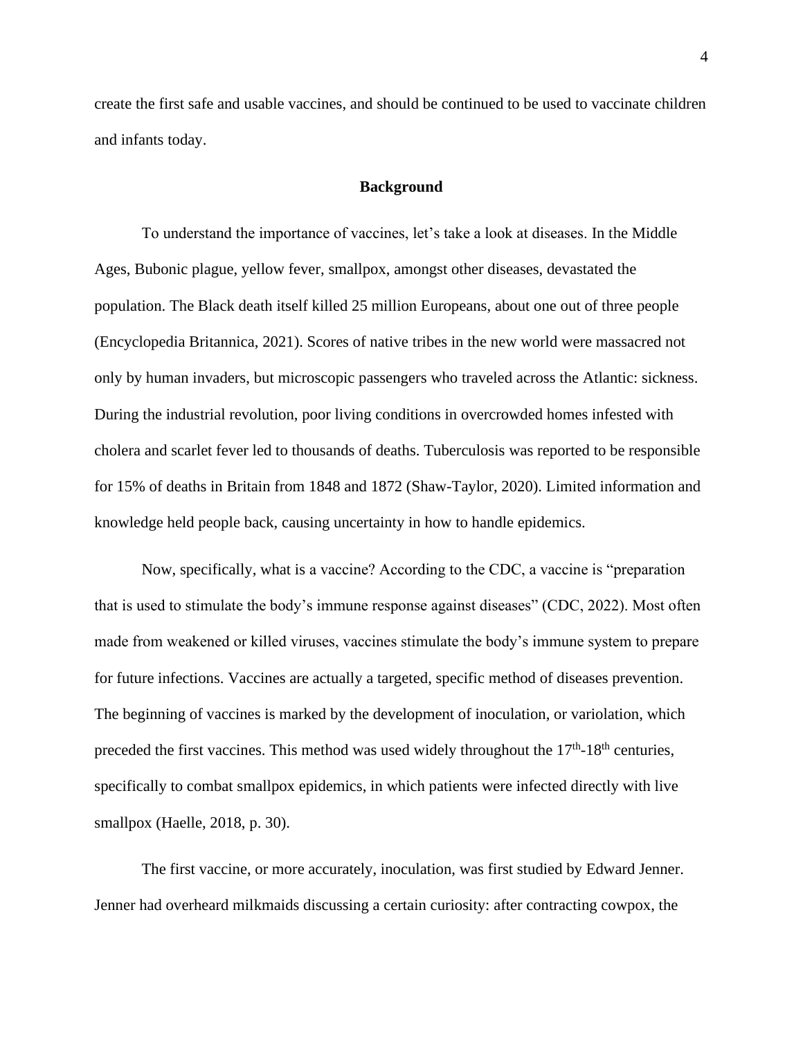create the first safe and usable vaccines, and should be continued to be used to vaccinate children and infants today.

## Background

To understand the importance of vaccines, let's take a look at diseases. In the Middle Ages, Bubonic plague, yellow fever, smallpox, amongst other diseases, devastated the population. The Black death itself killed 25 million Europeans, about one out of three people (Encyclopedia Britannica, 2021). Scores of native tribes in the new world were massacred not only by human invaders, but microscopic passengers who traveled across the Atlantic: sickness. During the industrial revolution, poor living conditions in overcrowded homes infested with cholera and scarlet fever led to thousands of deaths. Tuberculosis was reported to be responsible for 15% of deaths in Britain from 1848 and 1872 (Shaw-Taylor, 2020). Limited information and knowledge held people back, causing uncertainty in how to handle epidemics.

Now, specifically, what is a vaccine? According to the CDC, a vaccine is "preparation that is used to stimulate the body's immune response against diseases" (CDC, 2022). Most often made from weakened or killed viruses, vaccines stimulate the body's immune system to prepare for future infections. Vaccines are actually a targeted, specific method of diseases prevention. The beginning of vaccines is marked by the development of inoculation, or variolation, which preceded the first vaccines. This method was used widely throughout the 17th-18th centuries, specifically to combat smallpox epidemics, in which patients were infected directly with live smallpox (Haelle, 2018, p. 30).

The first vaccine, or more accurately, inoculation, was first studied by Edward Jenner. Jenner had overheard milkmaids discussing a certain curiosity: after contracting cowpox, the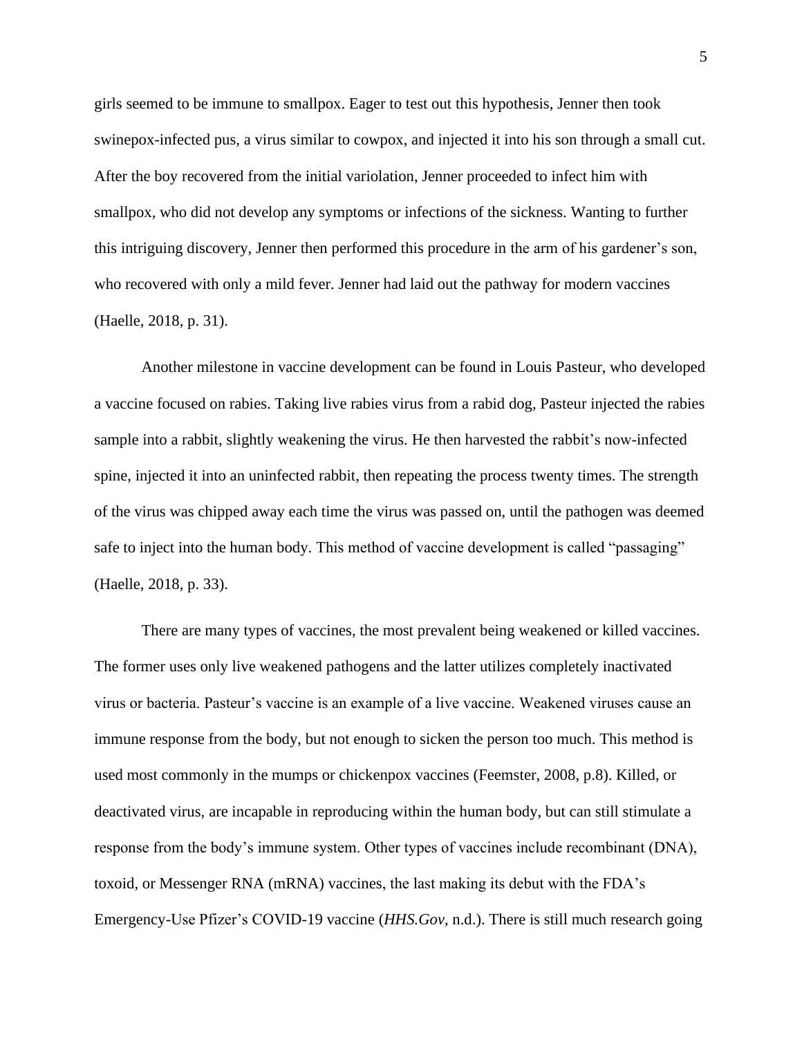girls seemed to be immune to smallpox. Eager to test out this hypothesis, Jenner then took swinepox-infected pus, a virus similar to cowpox, and injected it into his son through a small cut. After the boy recovered from the initial variolation, Jenner proceeded to infect him with smallpox, who did not develop any symptoms or infections of the sickness. Wanting to further this intriguing discovery, Jenner then performed this procedure in the arm of his gardener's son, who recovered with only a mild fever. Jenner had laid out the pathway for modern vaccines (Haelle, 2018, p. 31).

Another milestone in vaccine development can be found in Louis Pasteur, who developed a vaccine focused on rabies. Taking live rabies virus from a rabid dog, Pasteur injected the rabies sample into a rabbit, slightly weakening the virus. He then harvested the rabbit's now-infected spine, injected it into an uninfected rabbit, then repeating the process twenty times. The strength of the virus was chipped away each time the virus was passed on, until the pathogen was deemed safe to inject into the human body. This method of vaccine development is called "passaging" (Haelle, 2018, p. 33).

There are many types of vaccines, the most prevalent being weakened or killed vaccines. The former uses only live weakened pathogens and the latter utilizes completely inactivated virus or bacteria. Pasteur's vaccine is an example of a live vaccine. Weakened viruses cause an immune response from the body, but not enough to sicken the person too much. This method is used most commonly in the mumps or chickenpox vaccines (Feemster, 2008, p.8). Killed, or deactivated virus, are incapable in reproducing within the human body, but can still stimulate a response from the body's immune system. Other types of vaccines include recombinant (DNA), toxoid, or Messenger RNA (mRNA) vaccines, the last making its debut with the FDA's Emergency-Use Pfizer's COVID-19 vaccine (*HHS.Gov*, n.d.). There is still much research going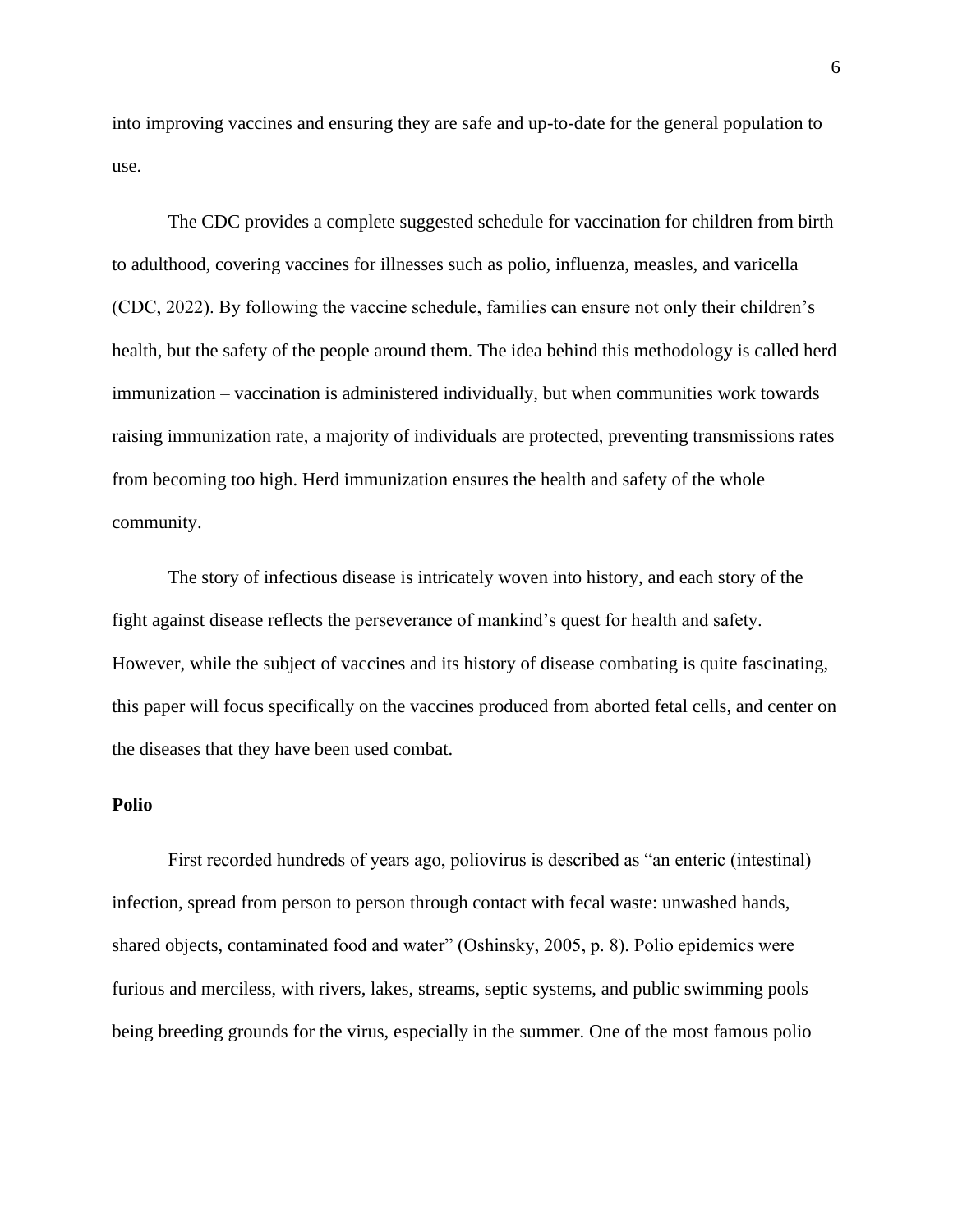into improving vaccines and ensuring they are safe and up-to-date for the general population to use.

The CDC provides a complete suggested schedule for vaccination for children from birth to adulthood, covering vaccines for illnesses such as polio, influenza, measles, and varicella (CDC, 2022). By following the vaccine schedule, families can ensure not only their children's health, but the safety of the people around them. The idea behind this methodology is called herd immunization – vaccination is administered individually, but when communities work towards raising immunization rate, a majority of individuals are protected, preventing transmissions rates from becoming too high. Herd immunization ensures the health and safety of the whole community.

The story of infectious disease is intricately woven into history, and each story of the fight against disease reflects the perseverance of mankind's quest for health and safety. However, while the subject of vaccines and its history of disease combating is quite fascinating, this paper will focus specifically on the vaccines produced from aborted fetal cells, and center on the diseases that they have been used combat.

**Polio**

First recorded hundreds of years ago, poliovirus is described as "an enteric (intestinal) infection, spread from person to person through contact with fecal waste: unwashed hands, shared objects, contaminated food and water" (Oshinsky, 2005, p. 8). Polio epidemics were furious and merciless, with rivers, lakes, streams, septic systems, and public swimming pools being breeding grounds for the virus, especially in the summer. One of the most famous polio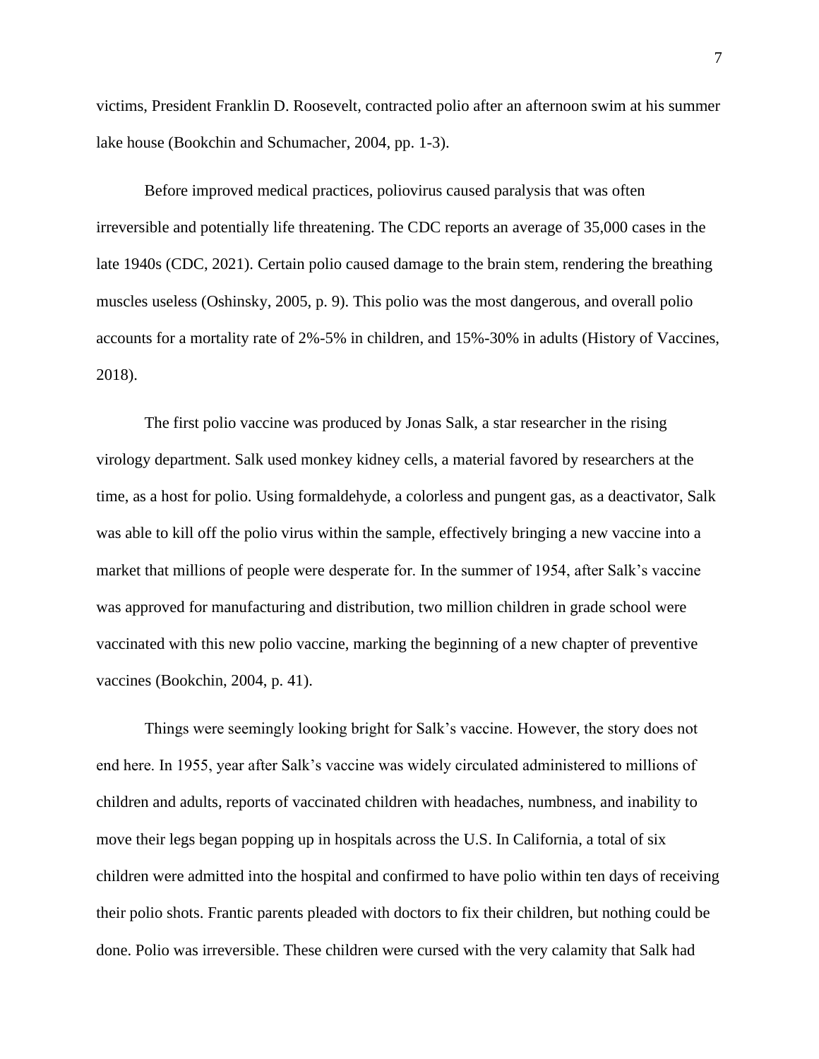victims, President Franklin D. Roosevelt, contracted polio after an afternoon swim at his summer lake house (Bookchin and Schumacher, 2004, pp. 1-3).

Before improved medical practices, poliovirus caused paralysis that was often irreversible and potentially life threatening. The CDC reports an average of 35,000 cases in the late 1940s (CDC, 2021). Certain polio caused damage to the brain stem, rendering the breathing muscles useless (Oshinsky, 2005, p. 9). This polio was the most dangerous, and overall polio accounts for a mortality rate of 2%-5% in children, and 15%-30% in adults (History of Vaccines, 2018).

The first polio vaccine was produced by Jonas Salk, a star researcher in the rising virology department. Salk used monkey kidney cells, a material favored by researchers at the time, as a host for polio. Using formaldehyde, a colorless and pungent gas, as a deactivator, Salk was able to kill off the polio virus within the sample, effectively bringing a new vaccine into a market that millions of people were desperate for. In the summer of 1954, after Salk's vaccine was approved for manufacturing and distribution, two million children in grade school were vaccinated with this new polio vaccine, marking the beginning of a new chapter of preventive vaccines (Bookchin, 2004, p. 41).

Things were seemingly looking bright for Salk's vaccine. However, the story does not end here. In 1955, year after Salk's vaccine was widely circulated administered to millions of children and adults, reports of vaccinated children with headaches, numbness, and inability to move their legs began popping up in hospitals across the U.S. In California, a total of six children were admitted into the hospital and confirmed to have polio within ten days of receiving their polio shots. Frantic parents pleaded with doctors to fix their children, but nothing could be done. Polio was irreversible. These children were cursed with the very calamity that Salk had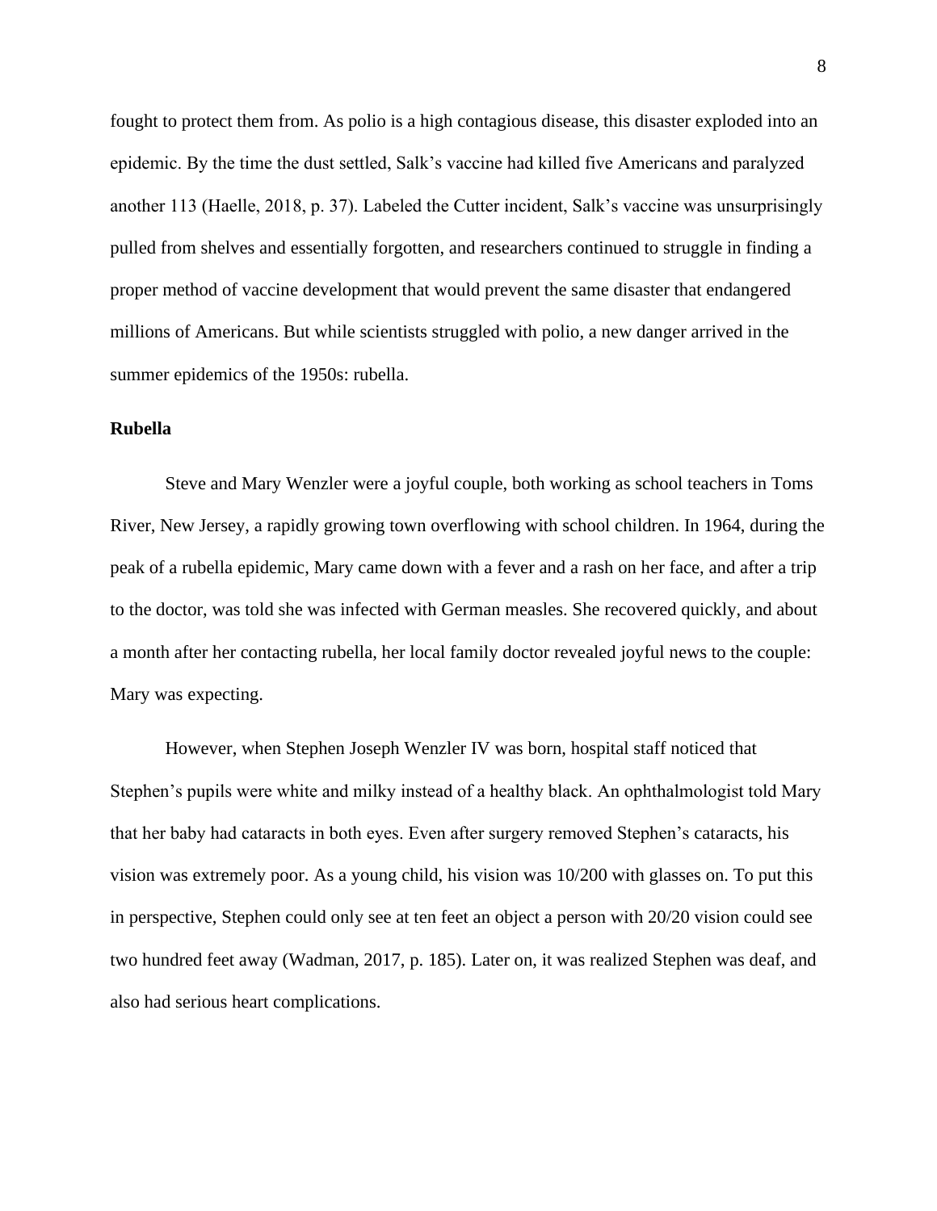fought to protect them from. As polio is a high contagious disease, this disaster exploded into an epidemic. By the time the dust settled, Salk's vaccine had killed five Americans and paralyzed another 113 (Haelle, 2018, p. 37). Labeled the Cutter incident, Salk's vaccine was unsurprisingly pulled from shelves and essentially forgotten, and researchers continued to struggle in finding a proper method of vaccine development that would prevent the same disaster that endangered millions of Americans. But while scientists struggled with polio, a new danger arrived in the summer epidemics of the 1950s: rubella.

**Rubella**

Steve and Mary Wenzler were a joyful couple, both working as school teachers in Toms River, New Jersey, a rapidly growing town overflowing with school children. In 1964, during the peak of a rubella epidemic, Mary came down with a fever and a rash on her face, and after a trip to the doctor, was told she was infected with German measles. She recovered quickly, and about a month after her contacting rubella, her local family doctor revealed joyful news to the couple: Mary was expecting.

However, when Stephen Joseph Wenzler IV was born, hospital staff noticed that Stephen's pupils were white and milky instead of a healthy black. An ophthalmologist told Mary that her baby had cataracts in both eyes. Even after surgery removed Stephen's cataracts, his vision was extremely poor. As a young child, his vision was 10/200 with glasses on. To put this in perspective, Stephen could only see at ten feet an object a person with 20/20 vision could see two hundred feet away (Wadman, 2017, p. 185). Later on, it was realized Stephen was deaf, and also had serious heart complications.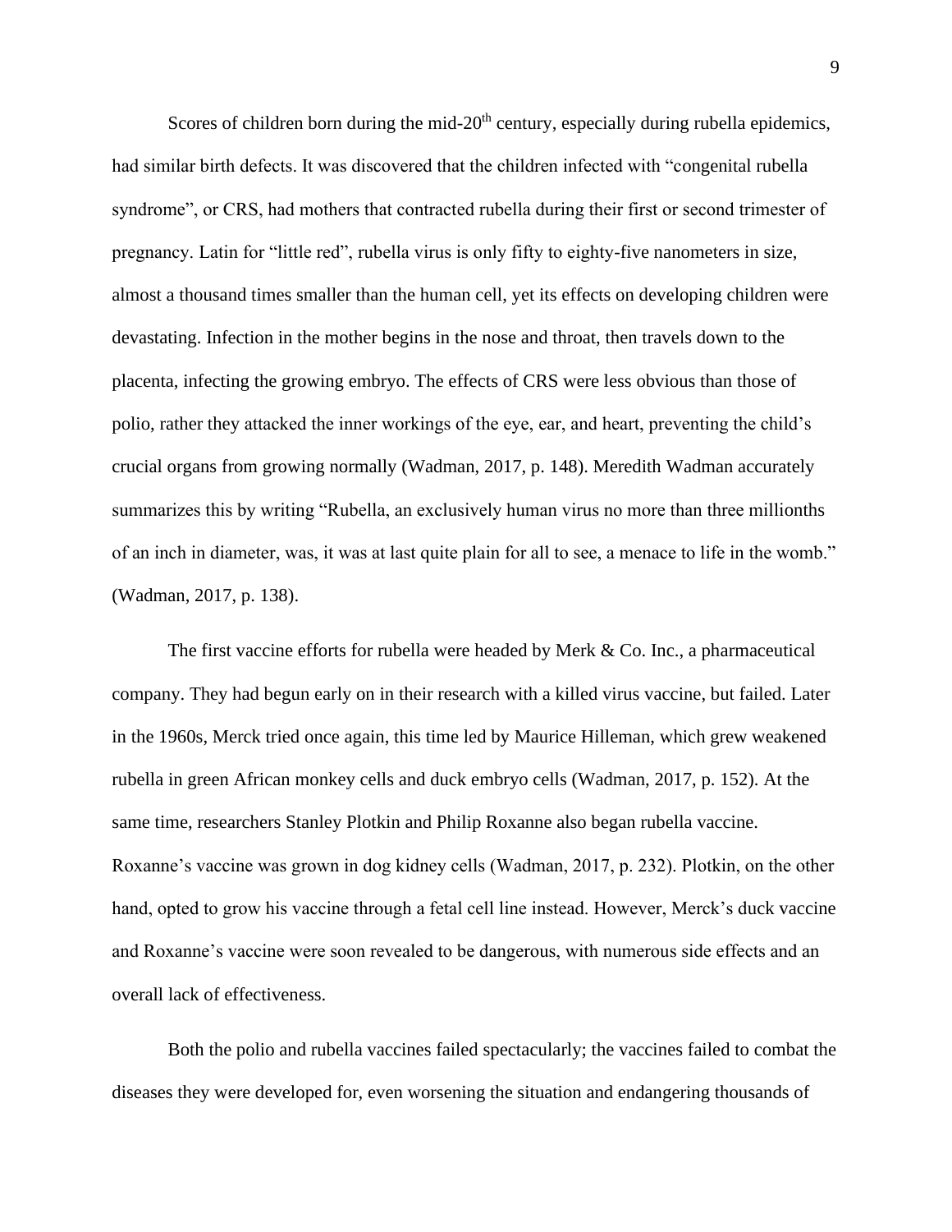Scores of children born during the mid-20th century, especially during rubella epidemics, had similar birth defects. It was discovered that the children infected with "congenital rubella syndrome", or CRS, had mothers that contracted rubella during their first or second trimester of pregnancy. Latin for "little red", rubella virus is only fifty to eighty-five nanometers in size, almost a thousand times smaller than the human cell, yet its effects on developing children were devastating. Infection in the mother begins in the nose and throat, then travels down to the placenta, infecting the growing embryo. The effects of CRS were less obvious than those of polio, rather they attacked the inner workings of the eye, ear, and heart, preventing the child's crucial organs from growing normally (Wadman, 2017, p. 148). Meredith Wadman accurately summarizes this by writing "Rubella, an exclusively human virus no more than three millionths of an inch in diameter, was, it was at last quite plain for all to see, a menace to life in the womb." (Wadman, 2017, p. 138).

The first vaccine efforts for rubella were headed by Merk & Co. Inc., a pharmaceutical company. They had begun early on in their research with a killed virus vaccine, but failed. Later in the 1960s, Merck tried once again, this time led by Maurice Hilleman, which grew weakened rubella in green African monkey cells and duck embryo cells (Wadman, 2017, p. 152). At the same time, researchers Stanley Plotkin and Philip Roxanne also began rubella vaccine. Roxanne's vaccine was grown in dog kidney cells (Wadman, 2017, p. 232). Plotkin, on the other hand, opted to grow his vaccine through a fetal cell line instead. However, Merck's duck vaccine and Roxanne's vaccine were soon revealed to be dangerous, with numerous side effects and an overall lack of effectiveness.

Both the polio and rubella vaccines failed spectacularly; the vaccines failed to combat the diseases they were developed for, even worsening the situation and endangering thousands of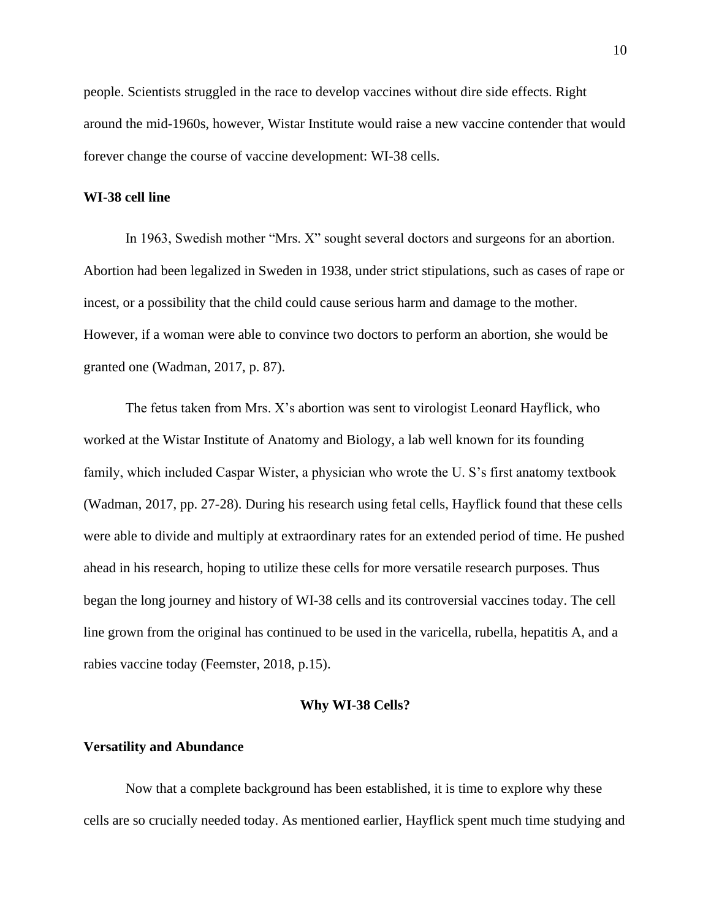people. Scientists struggled in the race to develop vaccines without dire side effects. Right around the mid-1960s, however, Wistar Institute would raise a new vaccine contender that would forever change the course of vaccine development: WI-38 cells.

### WI-38 cell line

In 1963, Swedish mother "Mrs. X" sought several doctors and surgeons for an abortion. Abortion had been legalized in Sweden in 1938, under strict stipulations, such as cases of rape or incest, or a possibility that the child could cause serious harm and damage to the mother. However, if a woman were able to convince two doctors to perform an abortion, she would be granted one (Wadman, 2017, p. 87).

The fetus taken from Mrs. X's abortion was sent to virologist Leonard Hayflick, who worked at the Wistar Institute of Anatomy and Biology, a lab well known for its founding family, which included Caspar Wister, a physician who wrote the U. S's first anatomy textbook (Wadman, 2017, pp. 27-28). During his research using fetal cells, Hayflick found that these cells were able to divide and multiply at extraordinary rates for an extended period of time. He pushed ahead in his research, hoping to utilize these cells for more versatile research purposes. Thus began the long journey and history of WI-38 cells and its controversial vaccines today. The cell line grown from the original has continued to be used in the varicella, rubella, hepatitis A, and a rabies vaccine today (Feemster, 2018, p.15).

## Why WI-38 Cells?

### Versatility and Abundance

Now that a complete background has been established, it is time to explore why these cells are so crucially needed today. As mentioned earlier, Hayflick spent much time studying and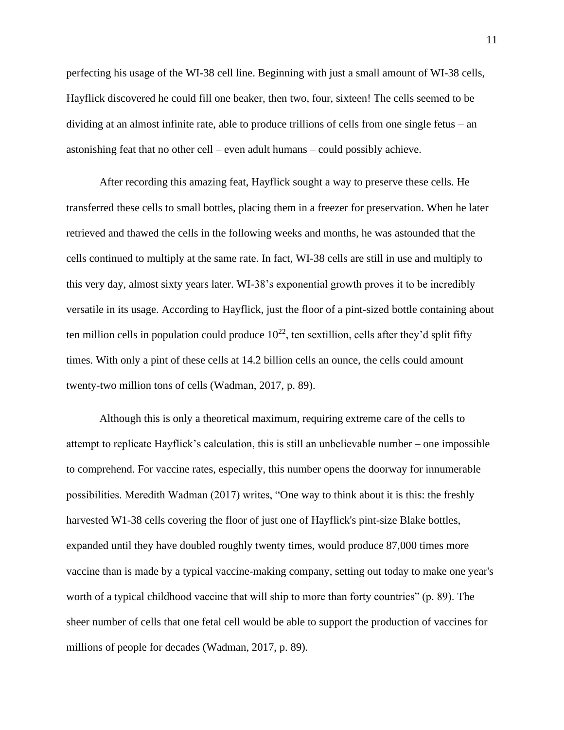perfecting his usage of the WI-38 cell line. Beginning with just a small amount of WI-38 cells, Hayflick discovered he could fill one beaker, then two, four, sixteen! The cells seemed to be dividing at an almost infinite rate, able to produce trillions of cells from one single fetus – an astonishing feat that no other cell – even adult humans – could possibly achieve.

After recording this amazing feat, Hayflick sought a way to preserve these cells. He transferred these cells to small bottles, placing them in a freezer for preservation. When he later retrieved and thawed the cells in the following weeks and months, he was astounded that the cells continued to multiply at the same rate. In fact, WI-38 cells are still in use and multiply to this very day, almost sixty years later. WI-38's exponential growth proves it to be incredibly versatile in its usage. According to Hayflick, just the floor of a pint-sized bottle containing about ten million cells in population could produce $10^{22}$, ten sextillion, cells after they'd split fifty times. With only a pint of these cells at 14.2 billion cells an ounce, the cells could amount twenty-two million tons of cells (Wadman, 2017, p. 89).

Although this is only a theoretical maximum, requiring extreme care of the cells to attempt to replicate Hayflick's calculation, this is still an unbelievable number – one impossible to comprehend. For vaccine rates, especially, this number opens the doorway for innumerable possibilities. Meredith Wadman (2017) writes, "One way to think about it is this: the freshly harvested W1-38 cells covering the floor of just one of Hayflick's pint-size Blake bottles, expanded until they have doubled roughly twenty times, would produce 87,000 times more vaccine than is made by a typical vaccine-making company, setting out today to make one year's worth of a typical childhood vaccine that will ship to more than forty countries" (p. 89). The sheer number of cells that one fetal cell would be able to support the production of vaccines for millions of people for decades (Wadman, 2017, p. 89).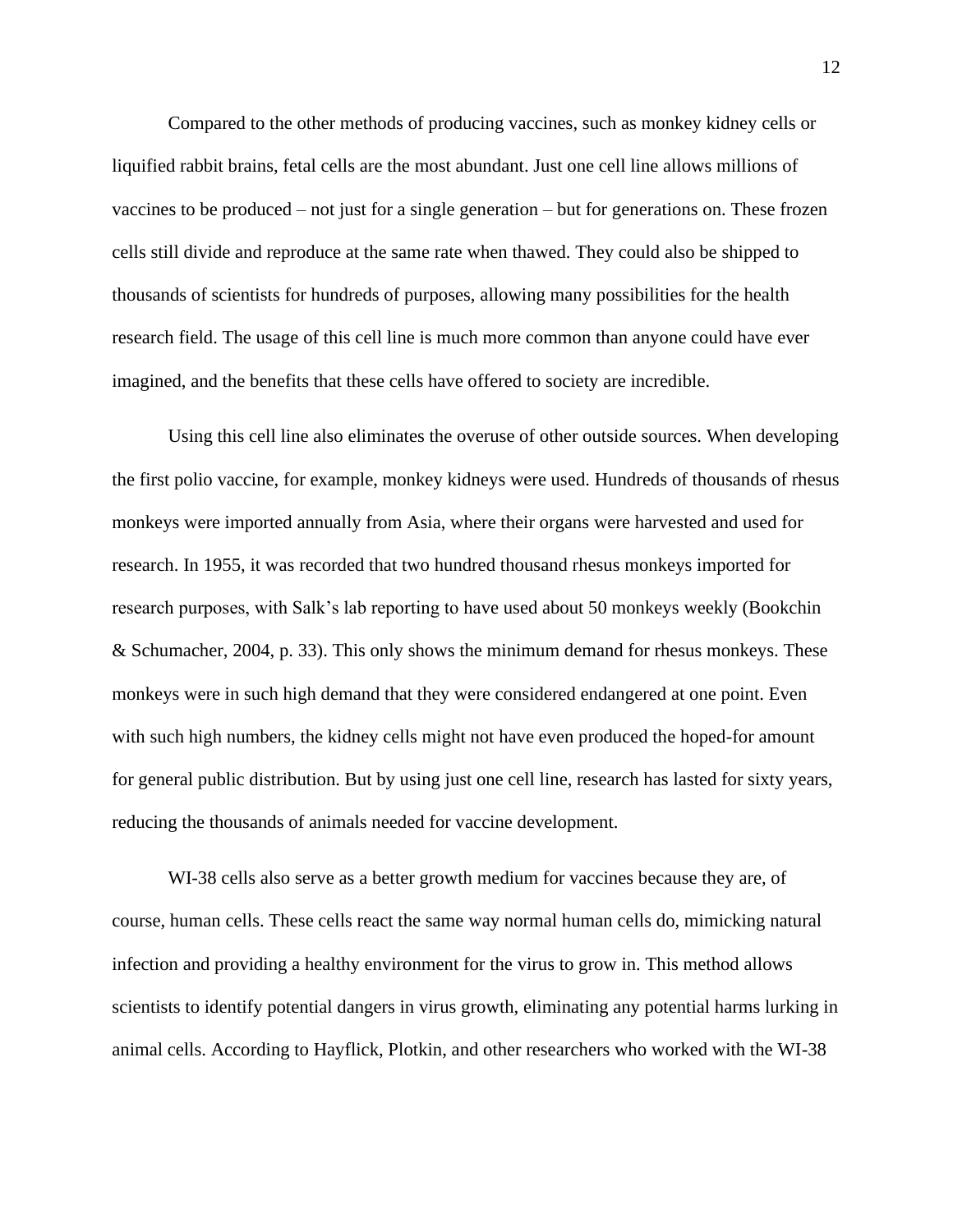Compared to the other methods of producing vaccines, such as monkey kidney cells or liquified rabbit brains, fetal cells are the most abundant. Just one cell line allows millions of vaccines to be produced – not just for a single generation – but for generations on. These frozen cells still divide and reproduce at the same rate when thawed. They could also be shipped to thousands of scientists for hundreds of purposes, allowing many possibilities for the health research field. The usage of this cell line is much more common than anyone could have ever imagined, and the benefits that these cells have offered to society are incredible.

Using this cell line also eliminates the overuse of other outside sources. When developing the first polio vaccine, for example, monkey kidneys were used. Hundreds of thousands of rhesus monkeys were imported annually from Asia, where their organs were harvested and used for research. In 1955, it was recorded that two hundred thousand rhesus monkeys imported for research purposes, with Salk's lab reporting to have used about 50 monkeys weekly (Bookchin & Schumacher, 2004, p. 33). This only shows the minimum demand for rhesus monkeys. These monkeys were in such high demand that they were considered endangered at one point. Even with such high numbers, the kidney cells might not have even produced the hoped-for amount for general public distribution. But by using just one cell line, research has lasted for sixty years, reducing the thousands of animals needed for vaccine development.

WI-38 cells also serve as a better growth medium for vaccines because they are, of course, human cells. These cells react the same way normal human cells do, mimicking natural infection and providing a healthy environment for the virus to grow in. This method allows scientists to identify potential dangers in virus growth, eliminating any potential harms lurking in animal cells. According to Hayflick, Plotkin, and other researchers who worked with the WI-38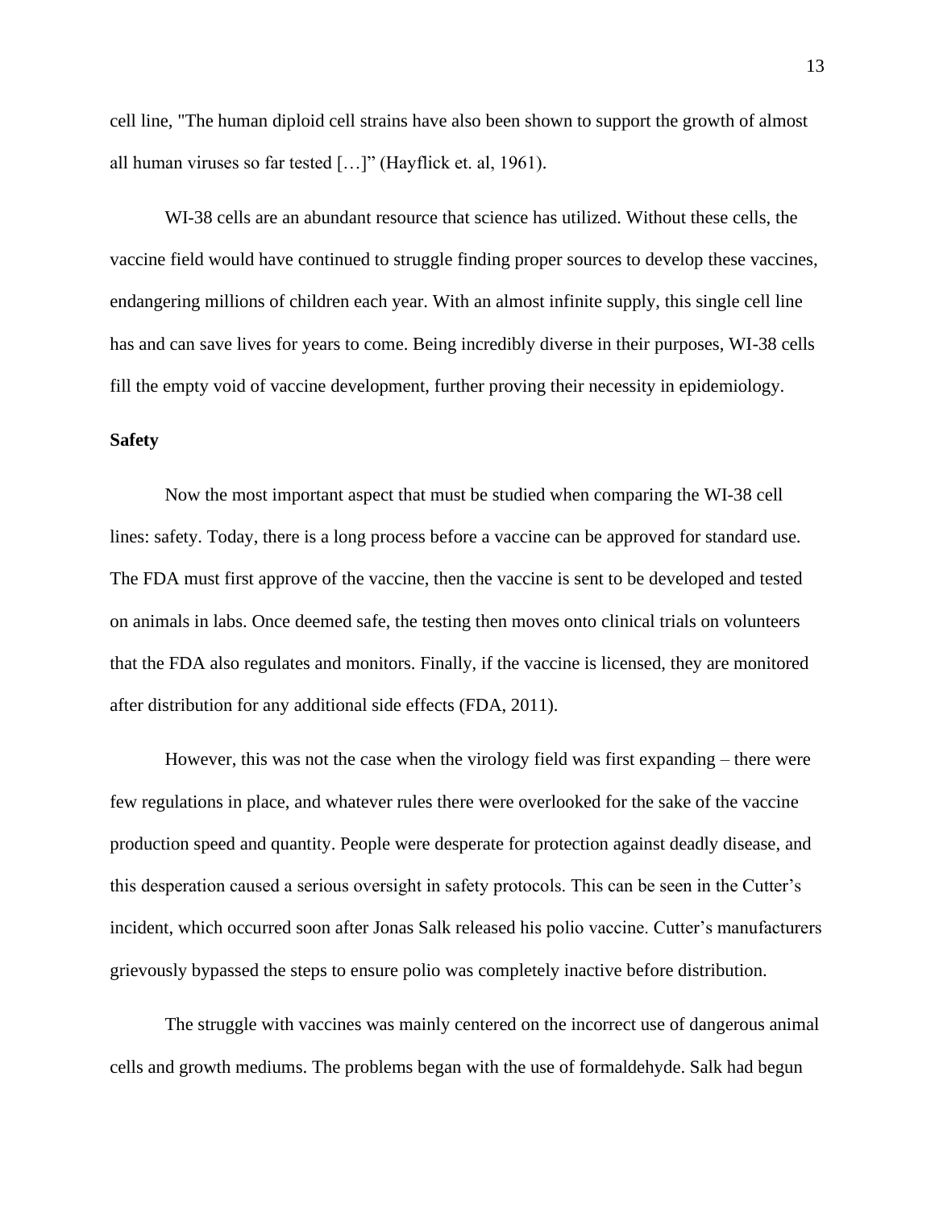cell line, "The human diploid cell strains have also been shown to support the growth of almost all human viruses so far tested […]" (Hayflick et. al, 1961).

WI-38 cells are an abundant resource that science has utilized. Without these cells, the vaccine field would have continued to struggle finding proper sources to develop these vaccines, endangering millions of children each year. With an almost infinite supply, this single cell line has and can save lives for years to come. Being incredibly diverse in their purposes, WI-38 cells fill the empty void of vaccine development, further proving their necessity in epidemiology.

**Safety**

Now the most important aspect that must be studied when comparing the WI-38 cell lines: safety. Today, there is a long process before a vaccine can be approved for standard use. The FDA must first approve of the vaccine, then the vaccine is sent to be developed and tested on animals in labs. Once deemed safe, the testing then moves onto clinical trials on volunteers that the FDA also regulates and monitors. Finally, if the vaccine is licensed, they are monitored after distribution for any additional side effects (FDA, 2011).

However, this was not the case when the virology field was first expanding – there were few regulations in place, and whatever rules there were overlooked for the sake of the vaccine production speed and quantity. People were desperate for protection against deadly disease, and this desperation caused a serious oversight in safety protocols. This can be seen in the Cutter's incident, which occurred soon after Jonas Salk released his polio vaccine. Cutter's manufacturers grievously bypassed the steps to ensure polio was completely inactive before distribution.

The struggle with vaccines was mainly centered on the incorrect use of dangerous animal cells and growth mediums. The problems began with the use of formaldehyde. Salk had begun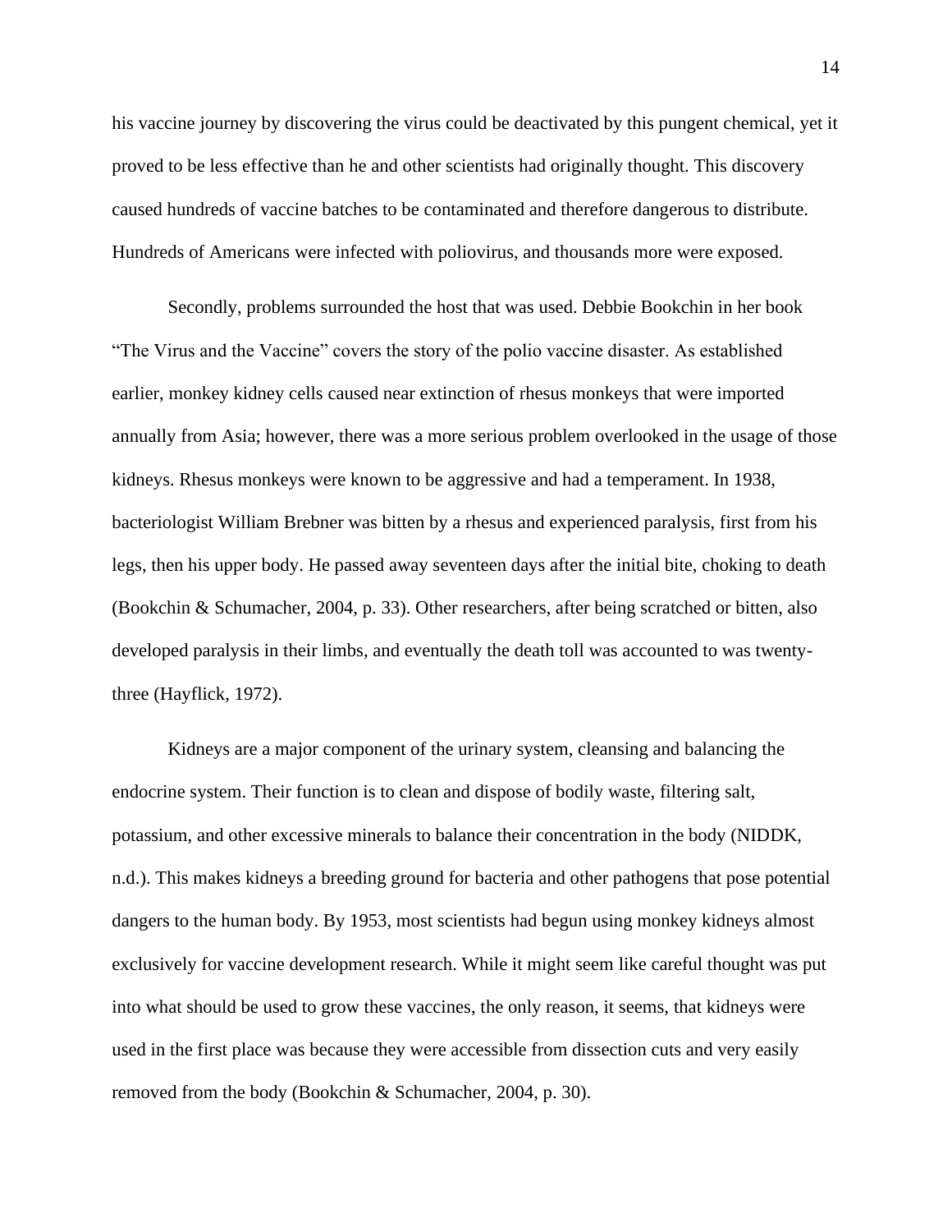his vaccine journey by discovering the virus could be deactivated by this pungent chemical, yet it proved to be less effective than he and other scientists had originally thought. This discovery caused hundreds of vaccine batches to be contaminated and therefore dangerous to distribute. Hundreds of Americans were infected with poliovirus, and thousands more were exposed.

Secondly, problems surrounded the host that was used. Debbie Bookchin in her book "The Virus and the Vaccine" covers the story of the polio vaccine disaster. As established earlier, monkey kidney cells caused near extinction of rhesus monkeys that were imported annually from Asia; however, there was a more serious problem overlooked in the usage of those kidneys. Rhesus monkeys were known to be aggressive and had a temperament. In 1938, bacteriologist William Brebner was bitten by a rhesus and experienced paralysis, first from his legs, then his upper body. He passed away seventeen days after the initial bite, choking to death (Bookchin & Schumacher, 2004, p. 33). Other researchers, after being scratched or bitten, also developed paralysis in their limbs, and eventually the death toll was accounted to was twenty-three (Hayflick, 1972).

Kidneys are a major component of the urinary system, cleansing and balancing the endocrine system. Their function is to clean and dispose of bodily waste, filtering salt, potassium, and other excessive minerals to balance their concentration in the body (NIDDK, n.d.). This makes kidneys a breeding ground for bacteria and other pathogens that pose potential dangers to the human body. By 1953, most scientists had begun using monkey kidneys almost exclusively for vaccine development research. While it might seem like careful thought was put into what should be used to grow these vaccines, the only reason, it seems, that kidneys were used in the first place was because they were accessible from dissection cuts and very easily removed from the body (Bookchin & Schumacher, 2004, p. 30).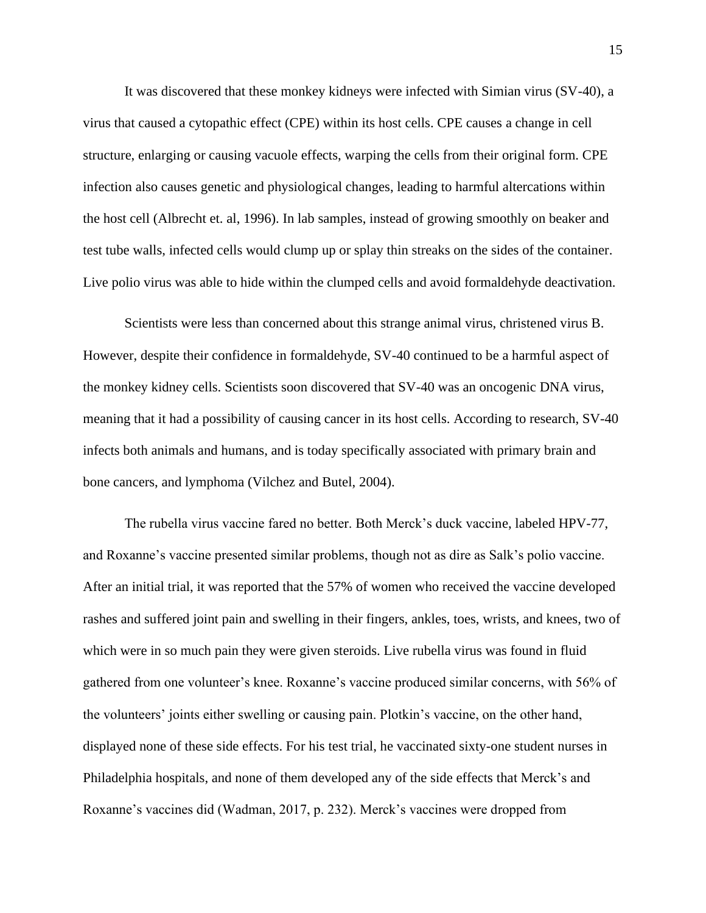It was discovered that these monkey kidneys were infected with Simian virus (SV-40), a virus that caused a cytopathic effect (CPE) within its host cells. CPE causes a change in cell structure, enlarging or causing vacuole effects, warping the cells from their original form. CPE infection also causes genetic and physiological changes, leading to harmful altercations within the host cell (Albrecht et. al, 1996). In lab samples, instead of growing smoothly on beaker and test tube walls, infected cells would clump up or splay thin streaks on the sides of the container. Live polio virus was able to hide within the clumped cells and avoid formaldehyde deactivation.

Scientists were less than concerned about this strange animal virus, christened virus B. However, despite their confidence in formaldehyde, SV-40 continued to be a harmful aspect of the monkey kidney cells. Scientists soon discovered that SV-40 was an oncogenic DNA virus, meaning that it had a possibility of causing cancer in its host cells. According to research, SV-40 infects both animals and humans, and is today specifically associated with primary brain and bone cancers, and lymphoma (Vilchez and Butel, 2004).

The rubella virus vaccine fared no better. Both Merck's duck vaccine, labeled HPV-77, and Roxanne's vaccine presented similar problems, though not as dire as Salk's polio vaccine. After an initial trial, it was reported that the 57% of women who received the vaccine developed rashes and suffered joint pain and swelling in their fingers, ankles, toes, wrists, and knees, two of which were in so much pain they were given steroids. Live rubella virus was found in fluid gathered from one volunteer's knee. Roxanne's vaccine produced similar concerns, with 56% of the volunteers' joints either swelling or causing pain. Plotkin's vaccine, on the other hand, displayed none of these side effects. For his test trial, he vaccinated sixty-one student nurses in Philadelphia hospitals, and none of them developed any of the side effects that Merck's and Roxanne's vaccines did (Wadman, 2017, p. 232). Merck's vaccines were dropped from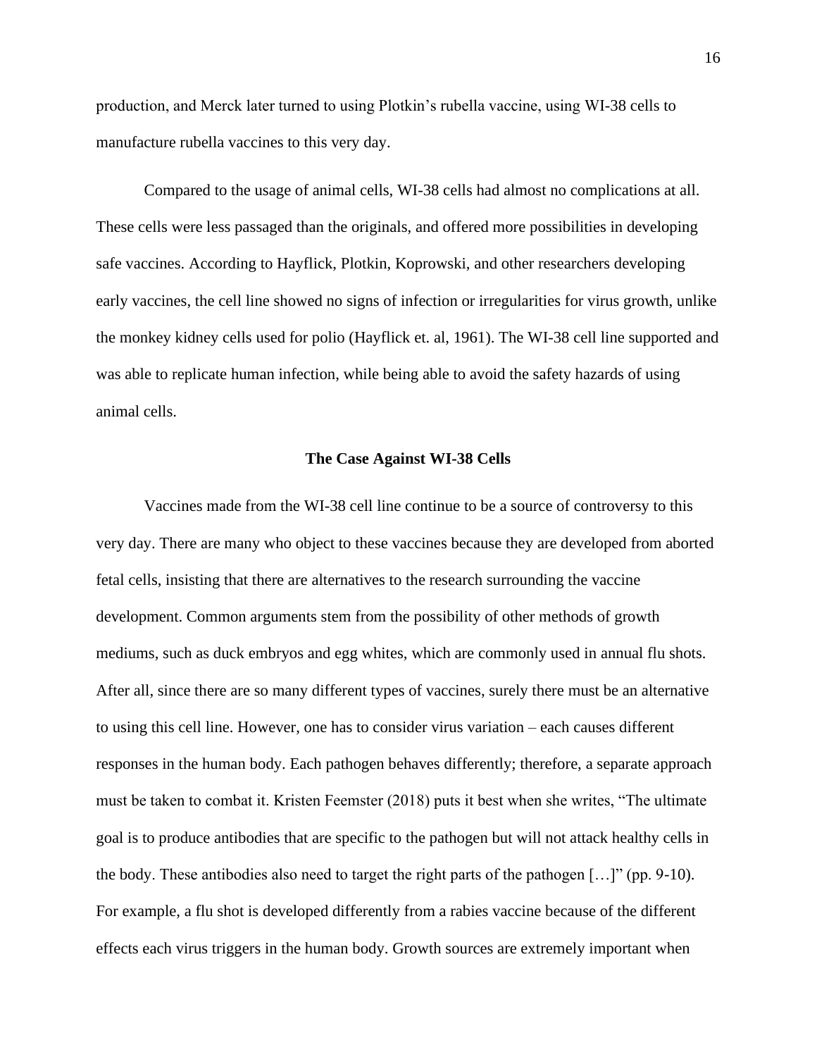production, and Merck later turned to using Plotkin's rubella vaccine, using WI-38 cells to manufacture rubella vaccines to this very day.

Compared to the usage of animal cells, WI-38 cells had almost no complications at all. These cells were less passaged than the originals, and offered more possibilities in developing safe vaccines. According to Hayflick, Plotkin, Koprowski, and other researchers developing early vaccines, the cell line showed no signs of infection or irregularities for virus growth, unlike the monkey kidney cells used for polio (Hayflick et. al, 1961). The WI-38 cell line supported and was able to replicate human infection, while being able to avoid the safety hazards of using animal cells.

## The Case Against WI-38 Cells

Vaccines made from the WI-38 cell line continue to be a source of controversy to this very day. There are many who object to these vaccines because they are developed from aborted fetal cells, insisting that there are alternatives to the research surrounding the vaccine development. Common arguments stem from the possibility of other methods of growth mediums, such as duck embryos and egg whites, which are commonly used in annual flu shots. After all, since there are so many different types of vaccines, surely there must be an alternative to using this cell line. However, one has to consider virus variation – each causes different responses in the human body. Each pathogen behaves differently; therefore, a separate approach must be taken to combat it. Kristen Feemster (2018) puts it best when she writes, "The ultimate goal is to produce antibodies that are specific to the pathogen but will not attack healthy cells in the body. These antibodies also need to target the right parts of the pathogen […]" (pp. 9-10). For example, a flu shot is developed differently from a rabies vaccine because of the different effects each virus triggers in the human body. Growth sources are extremely important when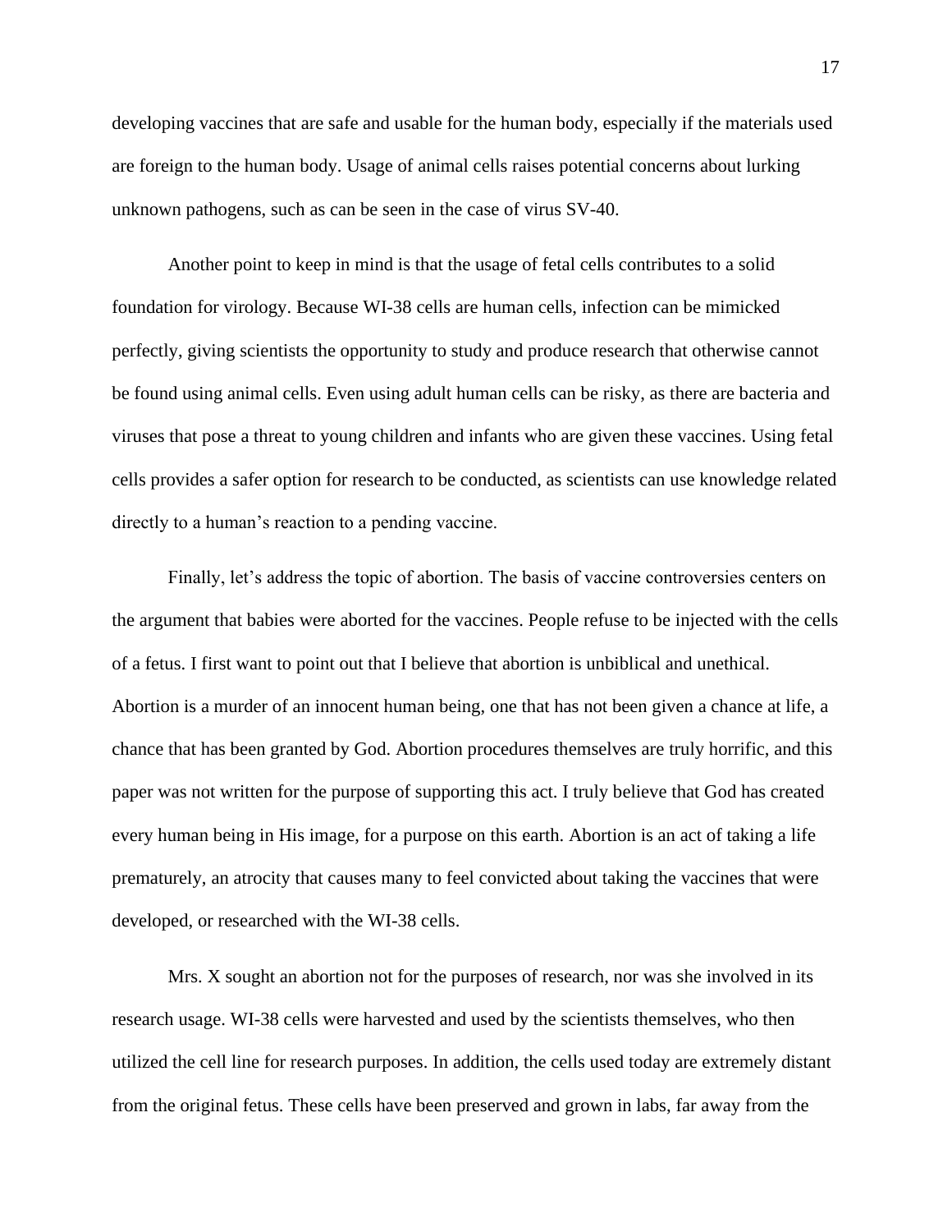developing vaccines that are safe and usable for the human body, especially if the materials used are foreign to the human body. Usage of animal cells raises potential concerns about lurking unknown pathogens, such as can be seen in the case of virus SV-40.

Another point to keep in mind is that the usage of fetal cells contributes to a solid foundation for virology. Because WI-38 cells are human cells, infection can be mimicked perfectly, giving scientists the opportunity to study and produce research that otherwise cannot be found using animal cells. Even using adult human cells can be risky, as there are bacteria and viruses that pose a threat to young children and infants who are given these vaccines. Using fetal cells provides a safer option for research to be conducted, as scientists can use knowledge related directly to a human's reaction to a pending vaccine.

Finally, let's address the topic of abortion. The basis of vaccine controversies centers on the argument that babies were aborted for the vaccines. People refuse to be injected with the cells of a fetus. I first want to point out that I believe that abortion is unbiblical and unethical. Abortion is a murder of an innocent human being, one that has not been given a chance at life, a chance that has been granted by God. Abortion procedures themselves are truly horrific, and this paper was not written for the purpose of supporting this act. I truly believe that God has created every human being in His image, for a purpose on this earth. Abortion is an act of taking a life prematurely, an atrocity that causes many to feel convicted about taking the vaccines that were developed, or researched with the WI-38 cells.

Mrs. X sought an abortion not for the purposes of research, nor was she involved in its research usage. WI-38 cells were harvested and used by the scientists themselves, who then utilized the cell line for research purposes. In addition, the cells used today are extremely distant from the original fetus. These cells have been preserved and grown in labs, far away from the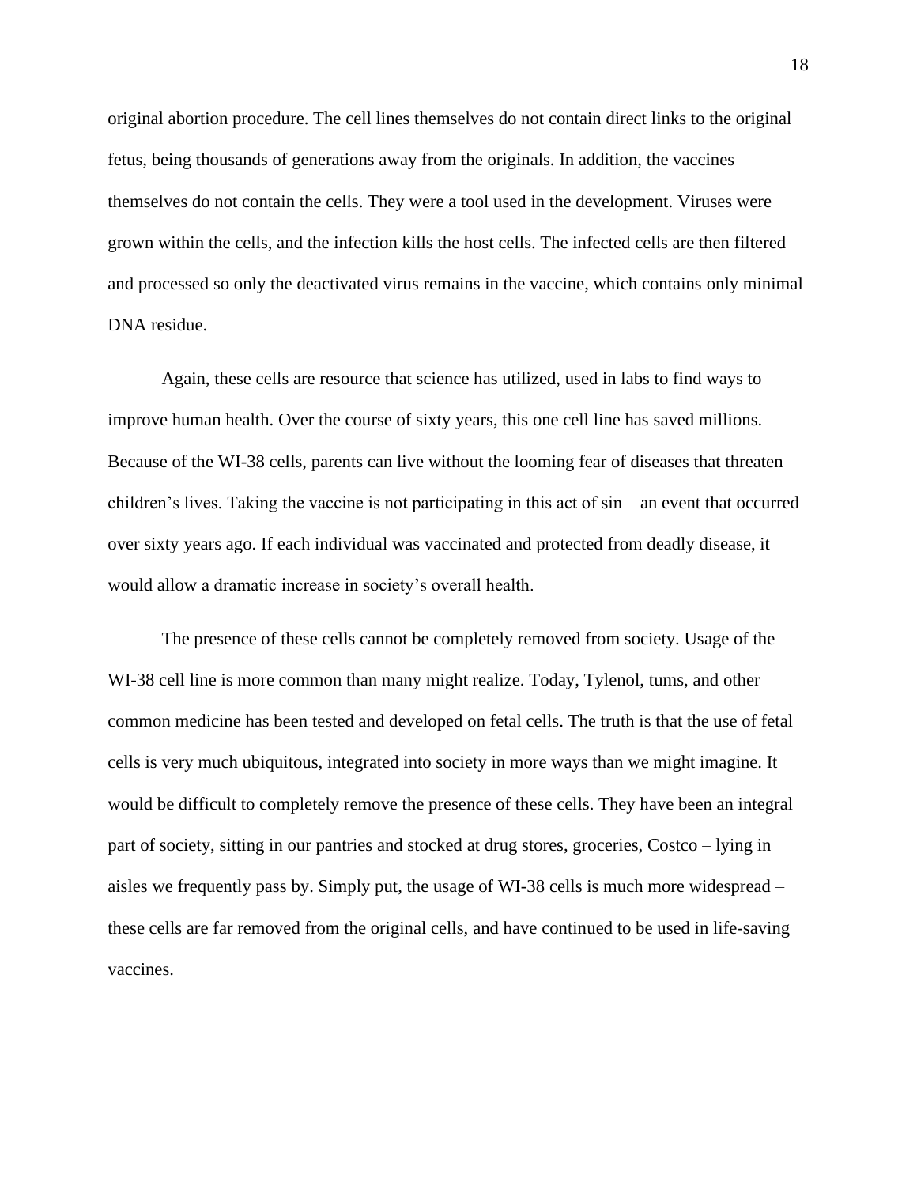original abortion procedure. The cell lines themselves do not contain direct links to the original fetus, being thousands of generations away from the originals. In addition, the vaccines themselves do not contain the cells. They were a tool used in the development. Viruses were grown within the cells, and the infection kills the host cells. The infected cells are then filtered and processed so only the deactivated virus remains in the vaccine, which contains only minimal DNA residue.

Again, these cells are resource that science has utilized, used in labs to find ways to improve human health. Over the course of sixty years, this one cell line has saved millions. Because of the WI-38 cells, parents can live without the looming fear of diseases that threaten children's lives. Taking the vaccine is not participating in this act of sin – an event that occurred over sixty years ago. If each individual was vaccinated and protected from deadly disease, it would allow a dramatic increase in society's overall health.

The presence of these cells cannot be completely removed from society. Usage of the WI-38 cell line is more common than many might realize. Today, Tylenol, tums, and other common medicine has been tested and developed on fetal cells. The truth is that the use of fetal cells is very much ubiquitous, integrated into society in more ways than we might imagine. It would be difficult to completely remove the presence of these cells. They have been an integral part of society, sitting in our pantries and stocked at drug stores, groceries, Costco – lying in aisles we frequently pass by. Simply put, the usage of WI-38 cells is much more widespread – these cells are far removed from the original cells, and have continued to be used in life-saving vaccines.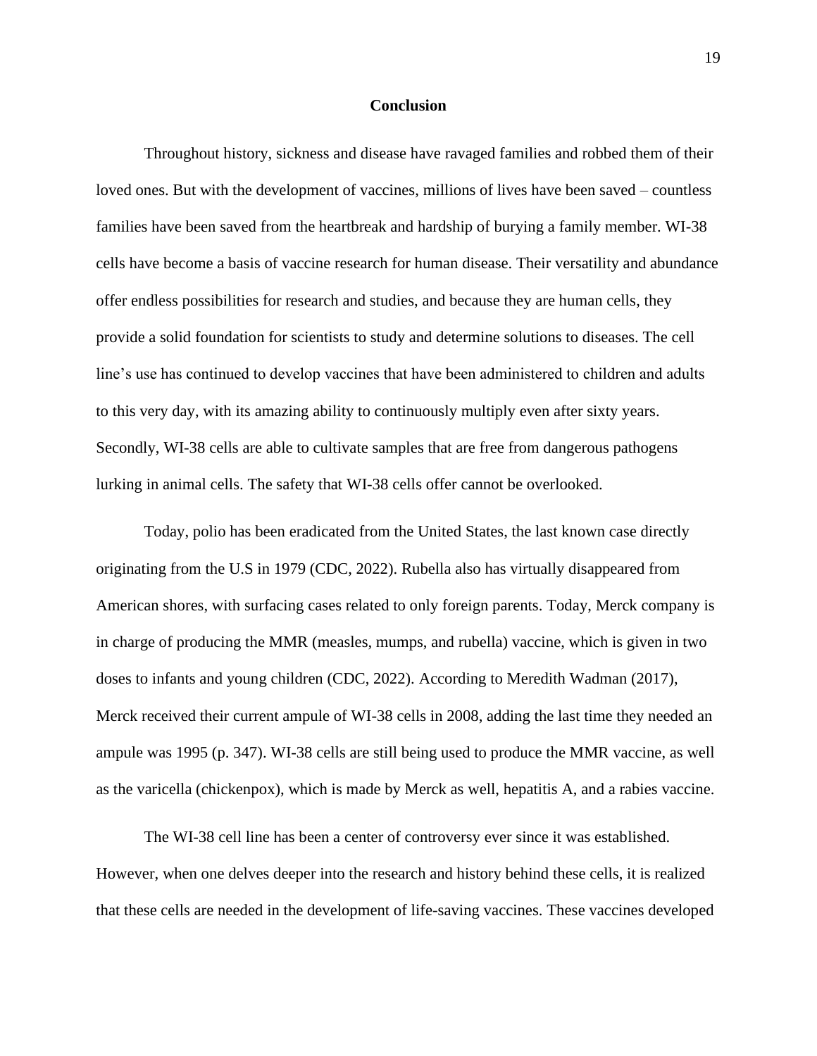## Conclusion

Throughout history, sickness and disease have ravaged families and robbed them of their loved ones. But with the development of vaccines, millions of lives have been saved – countless families have been saved from the heartbreak and hardship of burying a family member. WI-38 cells have become a basis of vaccine research for human disease. Their versatility and abundance offer endless possibilities for research and studies, and because they are human cells, they provide a solid foundation for scientists to study and determine solutions to diseases. The cell line's use has continued to develop vaccines that have been administered to children and adults to this very day, with its amazing ability to continuously multiply even after sixty years. Secondly, WI-38 cells are able to cultivate samples that are free from dangerous pathogens lurking in animal cells. The safety that WI-38 cells offer cannot be overlooked.

Today, polio has been eradicated from the United States, the last known case directly originating from the U.S in 1979 (CDC, 2022). Rubella also has virtually disappeared from American shores, with surfacing cases related to only foreign parents. Today, Merck company is in charge of producing the MMR (measles, mumps, and rubella) vaccine, which is given in two doses to infants and young children (CDC, 2022). According to Meredith Wadman (2017), Merck received their current ampule of WI-38 cells in 2008, adding the last time they needed an ampule was 1995 (p. 347). WI-38 cells are still being used to produce the MMR vaccine, as well as the varicella (chickenpox), which is made by Merck as well, hepatitis A, and a rabies vaccine.

The WI-38 cell line has been a center of controversy ever since it was established. However, when one delves deeper into the research and history behind these cells, it is realized that these cells are needed in the development of life-saving vaccines. These vaccines developed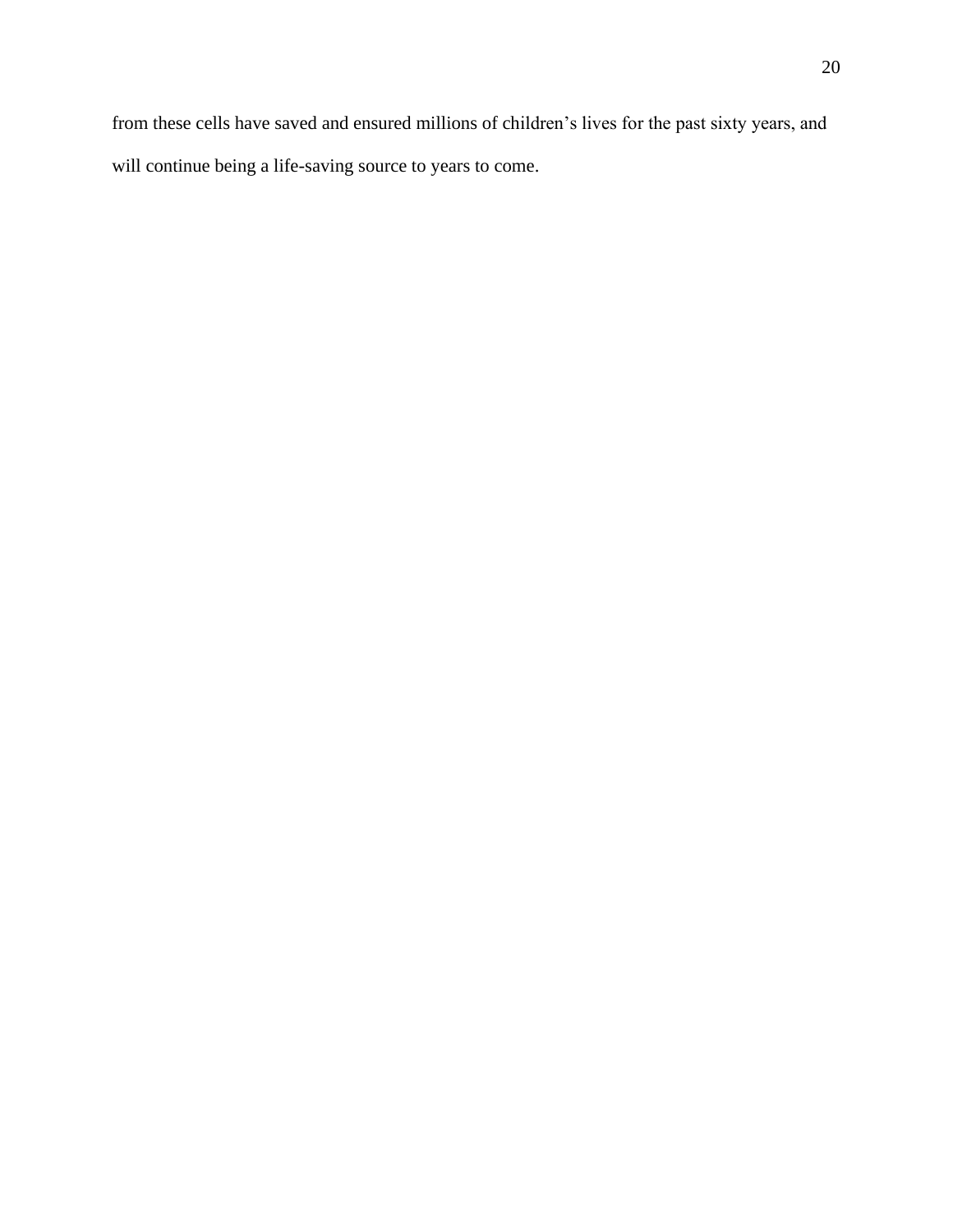from these cells have saved and ensured millions of children's lives for the past sixty years, and will continue being a life-saving source to years to come.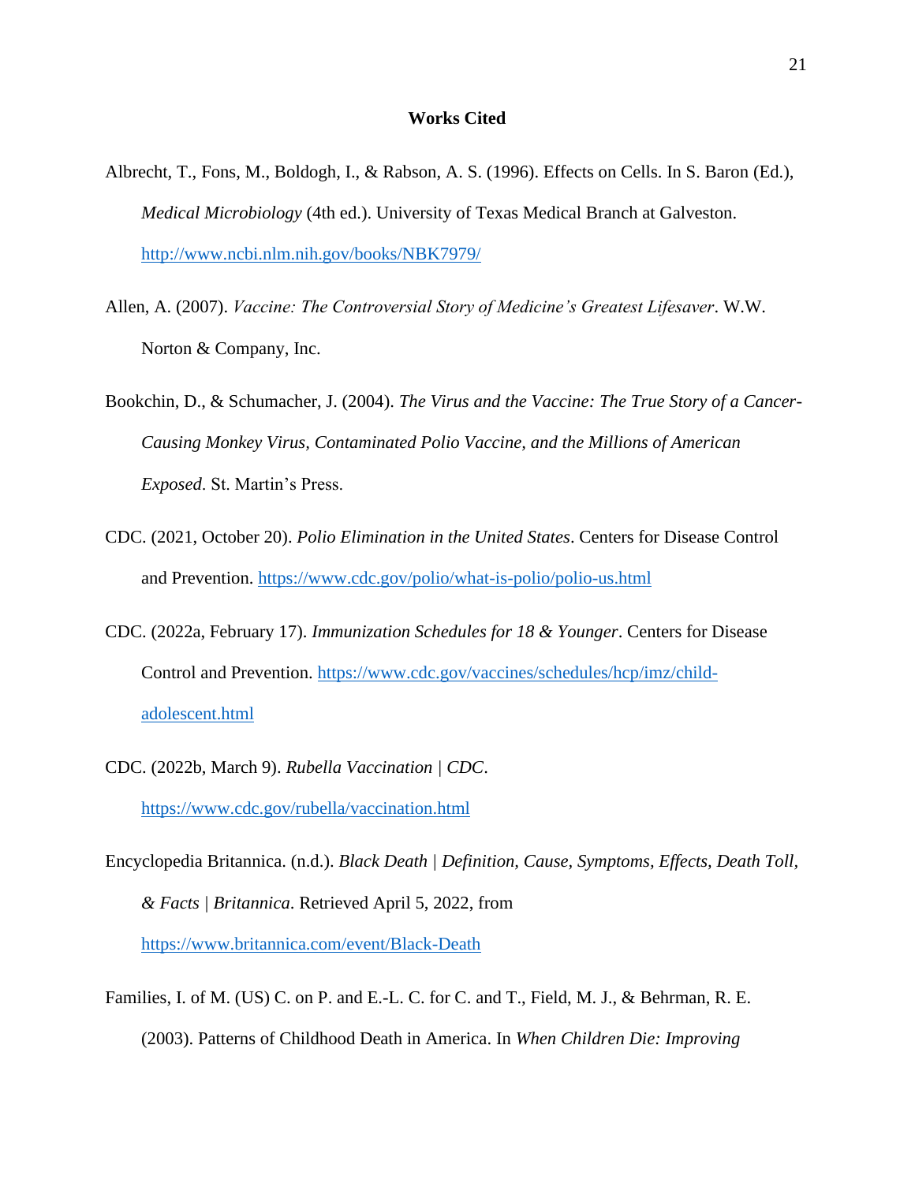# Works Cited

Albrecht, T., Fons, M., Boldogh, I., & Rabson, A. S. (1996). Effects on Cells. In S. Baron (Ed.), *Medical Microbiology* (4th ed.). University of Texas Medical Branch at Galveston. http://www.ncbi.nlm.nih.gov/books/NBK7979/

Allen, A. (2007). *Vaccine: The Controversial Story of Medicine's Greatest Lifesaver*. W.W. Norton & Company, Inc.

Bookchin, D., & Schumacher, J. (2004). *The Virus and the Vaccine: The True Story of a Cancer-Causing Monkey Virus, Contaminated Polio Vaccine, and the Millions of American Exposed*. St. Martin's Press.

CDC. (2021, October 20). *Polio Elimination in the United States*. Centers for Disease Control and Prevention. https://www.cdc.gov/polio/what-is-polio/polio-us.html

CDC. (2022a, February 17). *Immunization Schedules for 18 & Younger*. Centers for Disease Control and Prevention. https://www.cdc.gov/vaccines/schedules/hcp/imz/child-adolescent.html

CDC. (2022b, March 9). *Rubella Vaccination | CDC*. https://www.cdc.gov/rubella/vaccination.html

Encyclopedia Britannica. (n.d.). *Black Death | Definition, Cause, Symptoms, Effects, Death Toll, & Facts | Britannica*. Retrieved April 5, 2022, from https://www.britannica.com/event/Black-Death

Families, I. of M. (US) C. on P. and E.-L. C. for C. and T., Field, M. J., & Behrman, R. E. (2003). Patterns of Childhood Death in America. In *When Children Die: Improving*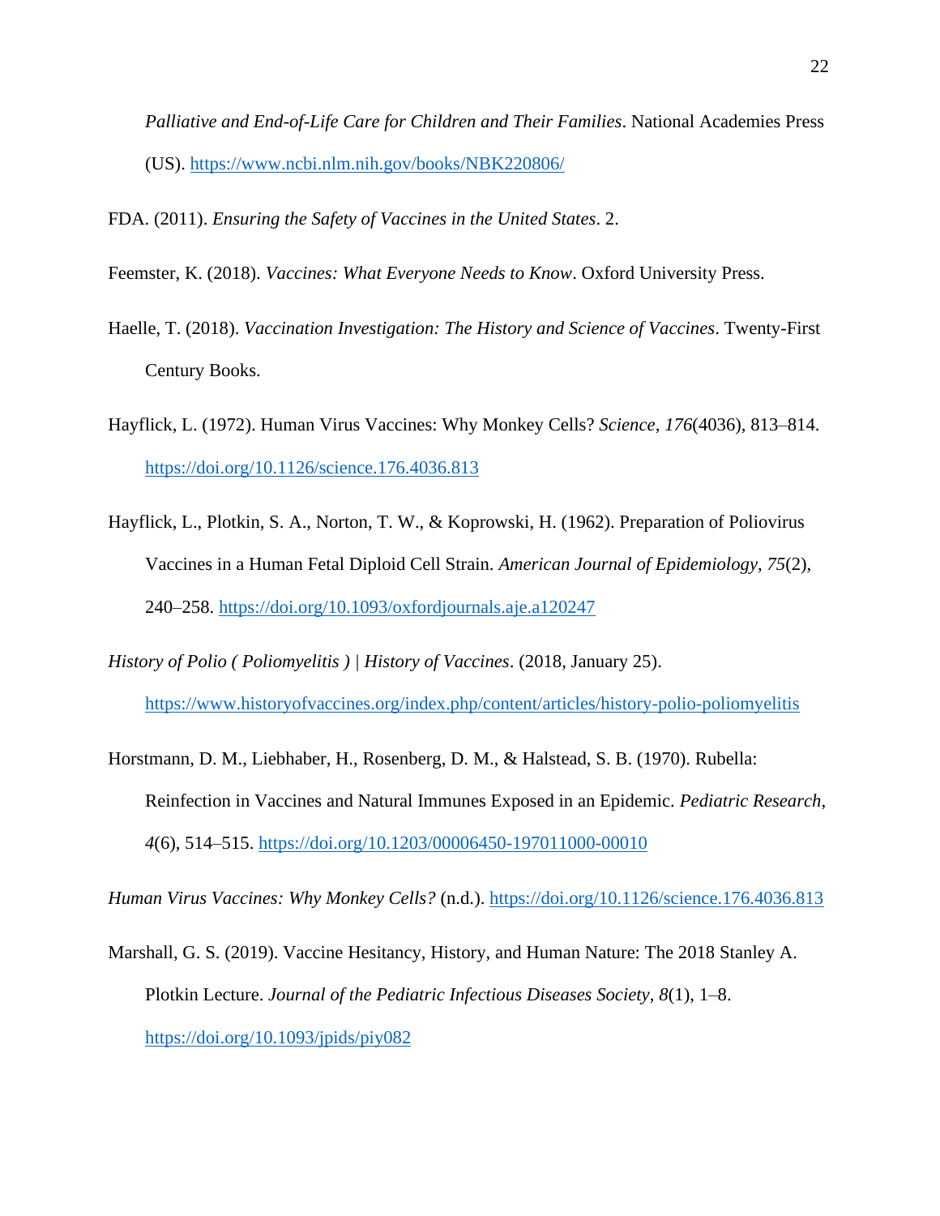*Palliative and End-of-Life Care for Children and Their Families*. National Academies Press (US). https://www.ncbi.nlm.nih.gov/books/NBK220806/

FDA. (2011). *Ensuring the Safety of Vaccines in the United States*. 2.

Feemster, K. (2018). *Vaccines: What Everyone Needs to Know*. Oxford University Press.

Haelle, T. (2018). *Vaccination Investigation: The History and Science of Vaccines*. Twenty-First Century Books.

Hayflick, L. (1972). Human Virus Vaccines: Why Monkey Cells? *Science*, *176*(4036), 813–814. https://doi.org/10.1126/science.176.4036.813

Hayflick, L., Plotkin, S. A., Norton, T. W., & Koprowski, H. (1962). Preparation of Poliovirus Vaccines in a Human Fetal Diploid Cell Strain. *American Journal of Epidemiology*, *75*(2), 240–258. https://doi.org/10.1093/oxfordjournals.aje.a120247

*History of Polio ( Poliomyelitis ) | History of Vaccines*. (2018, January 25). https://www.historyofvaccines.org/index.php/content/articles/history-polio-poliomyelitis

Horstmann, D. M., Liebhaber, H., Rosenberg, D. M., & Halstead, S. B. (1970). Rubella: Reinfection in Vaccines and Natural Immunes Exposed in an Epidemic. *Pediatric Research*, *4*(6), 514–515. https://doi.org/10.1203/00006450-197011000-00010

*Human Virus Vaccines: Why Monkey Cells?* (n.d.). https://doi.org/10.1126/science.176.4036.813

Marshall, G. S. (2019). Vaccine Hesitancy, History, and Human Nature: The 2018 Stanley A. Plotkin Lecture. *Journal of the Pediatric Infectious Diseases Society*, *8*(1), 1–8. https://doi.org/10.1093/jpids/piy082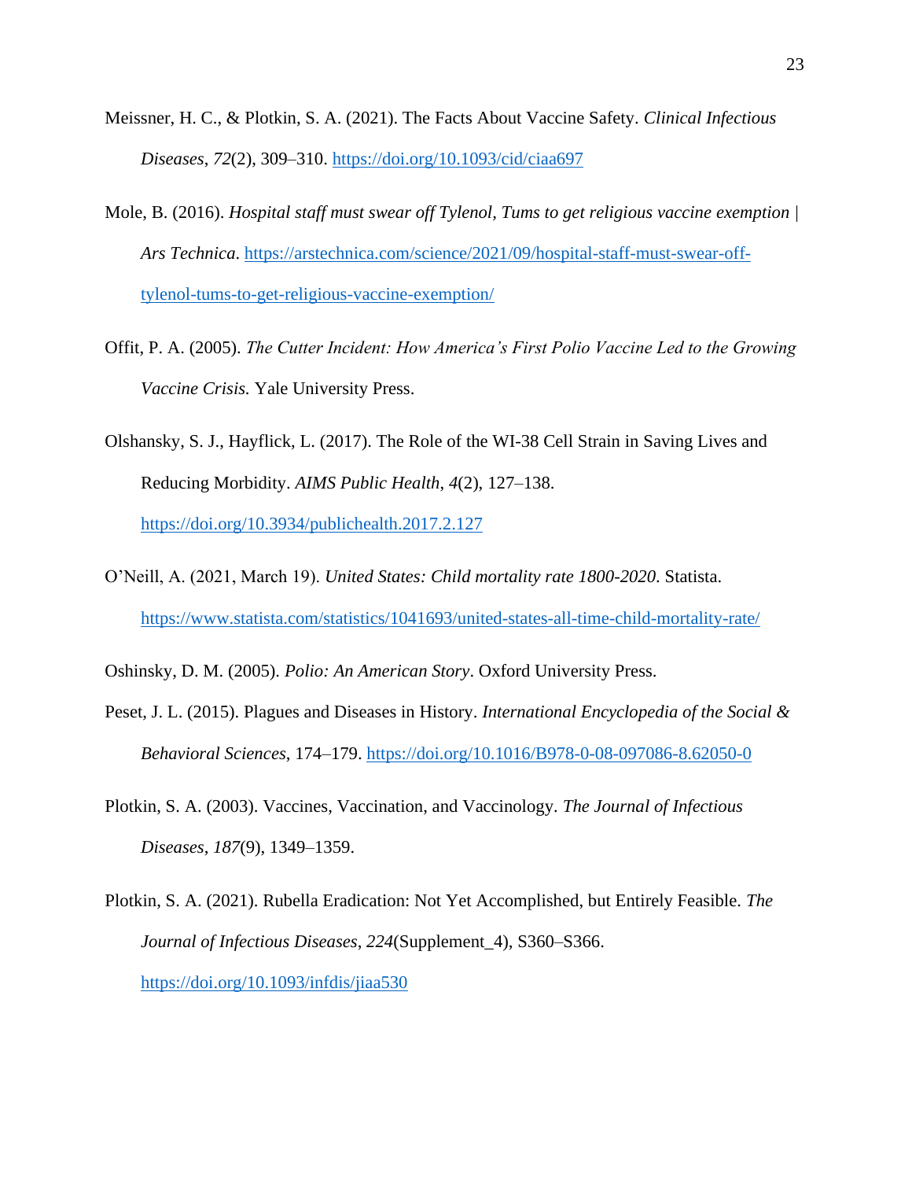Meissner, H. C., & Plotkin, S. A. (2021). The Facts About Vaccine Safety. *Clinical Infectious Diseases*, *72*(2), 309–310. https://doi.org/10.1093/cid/ciaa697

Mole, B. (2016). *Hospital staff must swear off Tylenol, Tums to get religious vaccine exemption | Ars Technica*. https://arstechnica.com/science/2021/09/hospital-staff-must-swear-off-tylenol-tums-to-get-religious-vaccine-exemption/

Offit, P. A. (2005). *The Cutter Incident: How America's First Polio Vaccine Led to the Growing Vaccine Crisis.* Yale University Press.

Olshansky, S. J., Hayflick, L. (2017). The Role of the WI-38 Cell Strain in Saving Lives and Reducing Morbidity. *AIMS Public Health*, *4*(2), 127–138. https://doi.org/10.3934/publichealth.2017.2.127

O'Neill, A. (2021, March 19). *United States: Child mortality rate 1800-2020*. Statista. https://www.statista.com/statistics/1041693/united-states-all-time-child-mortality-rate/

Oshinsky, D. M. (2005). *Polio: An American Story*. Oxford University Press.

Peset, J. L. (2015). Plagues and Diseases in History. *International Encyclopedia of the Social & Behavioral Sciences*, 174–179. https://doi.org/10.1016/B978-0-08-097086-8.62050-0

Plotkin, S. A. (2003). Vaccines, Vaccination, and Vaccinology. *The Journal of Infectious Diseases*, *187*(9), 1349–1359.

Plotkin, S. A. (2021). Rubella Eradication: Not Yet Accomplished, but Entirely Feasible. *The Journal of Infectious Diseases*, *224*(Supplement_4), S360–S366. https://doi.org/10.1093/infdis/jiaa530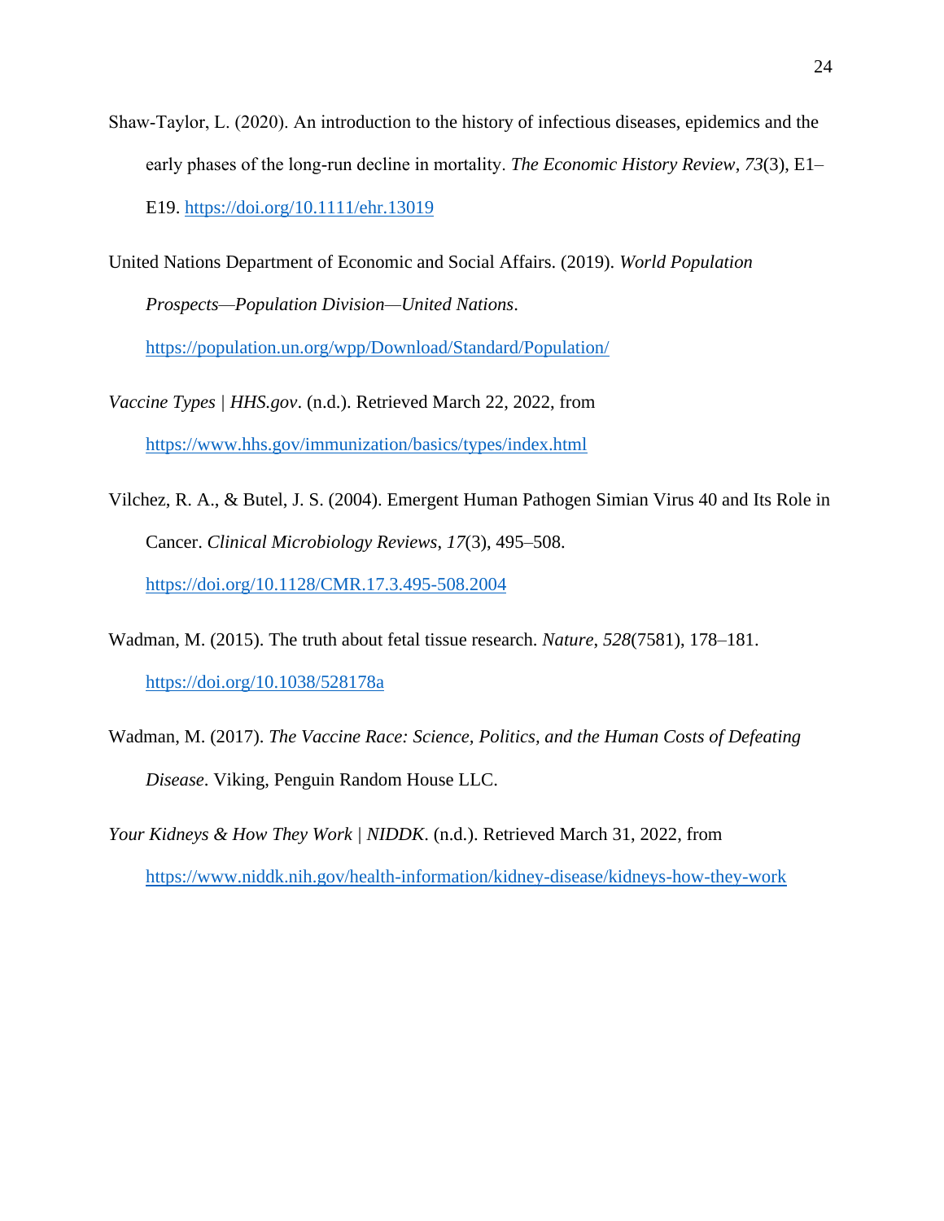Shaw-Taylor, L. (2020). An introduction to the history of infectious diseases, epidemics and the early phases of the long-run decline in mortality. *The Economic History Review*, *73*(3), E1–E19. https://doi.org/10.1111/ehr.13019

United Nations Department of Economic and Social Affairs. (2019). *World Population Prospects—Population Division—United Nations*. https://population.un.org/wpp/Download/Standard/Population/

*Vaccine Types | HHS.gov*. (n.d.). Retrieved March 22, 2022, from https://www.hhs.gov/immunization/basics/types/index.html

Vilchez, R. A., & Butel, J. S. (2004). Emergent Human Pathogen Simian Virus 40 and Its Role in Cancer. *Clinical Microbiology Reviews*, *17*(3), 495–508. https://doi.org/10.1128/CMR.17.3.495-508.2004

Wadman, M. (2015). The truth about fetal tissue research. *Nature*, *528*(7581), 178–181. https://doi.org/10.1038/528178a

Wadman, M. (2017). *The Vaccine Race: Science, Politics, and the Human Costs of Defeating Disease*. Viking, Penguin Random House LLC.

*Your Kidneys & How They Work | NIDDK*. (n.d.). Retrieved March 31, 2022, from https://www.niddk.nih.gov/health-information/kidney-disease/kidneys-how-they-work